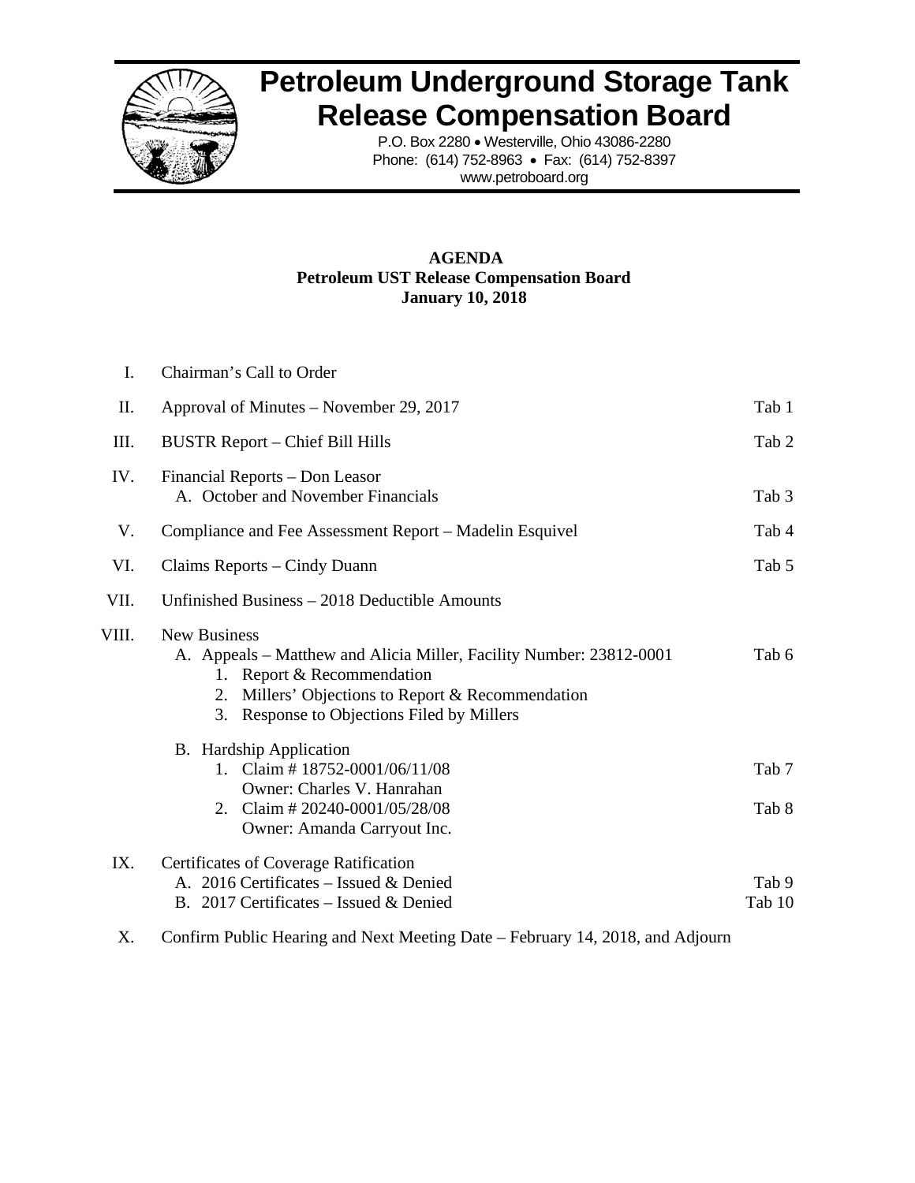# Petroleum Underground Storage Tank Release Compensation Board

P.O. Box 2280 • Westerville, Ohio 43086-2280
Phone: (614) 752-8963 • Fax: (614) 752-8397
www.petroboard.org

**AGENDA**
**Petroleum UST Release Compensation Board**
**January 10, 2018**

| | | |
|---|---|---|
| I. | Chairman's Call to Order | |
| II. | Approval of Minutes – November 29, 2017 | Tab 1 |
| III. | BUSTR Report – Chief Bill Hills | Tab 2 |
| IV. | Financial Reports – Don Leasor<br>A. October and November Financials | <br>Tab 3 |
| V. | Compliance and Fee Assessment Report – Madelin Esquivel | Tab 4 |
| VI. | Claims Reports – Cindy Duann | Tab 5 |
| VII. | Unfinished Business – 2018 Deductible Amounts | |
| VIII. | New Business<br>A. Appeals – Matthew and Alicia Miller, Facility Number: 23812-0001<br>1. Report & Recommendation<br>2. Millers' Objections to Report & Recommendation<br>3. Response to Objections Filed by Millers | <br>Tab 6 |
| | B. Hardship Application<br>1. Claim # 18752-0001/06/11/08<br>Owner: Charles V. Hanrahan<br>2. Claim # 20240-0001/05/28/08<br>Owner: Amanda Carryout Inc. | <br>Tab 7<br><br>Tab 8 |
| IX. | Certificates of Coverage Ratification<br>A. 2016 Certificates – Issued & Denied<br>B. 2017 Certificates – Issued & Denied | <br>Tab 9<br>Tab 10 |
| X. | Confirm Public Hearing and Next Meeting Date – February 14, 2018, and Adjourn | |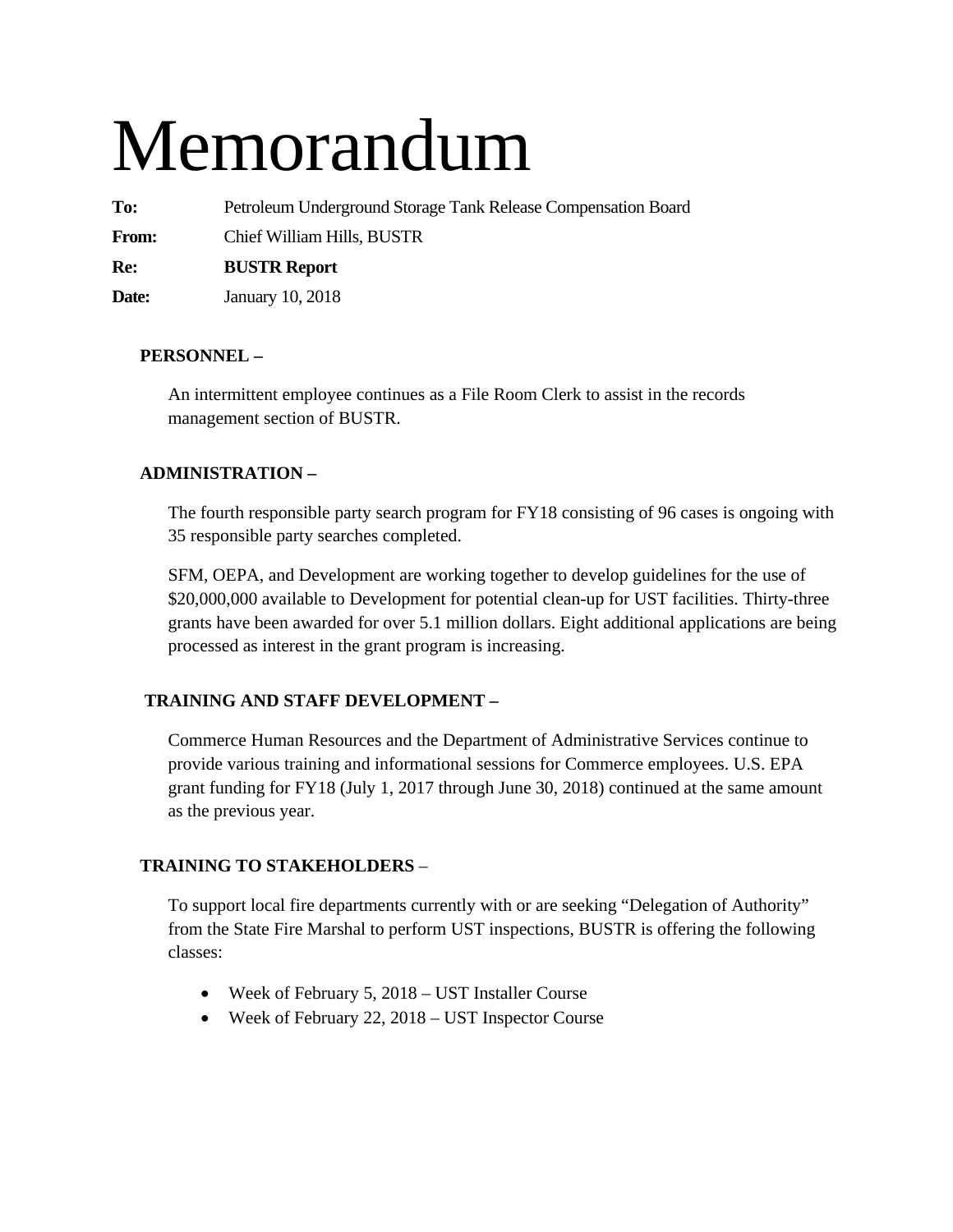# Memorandum

**To:** Petroleum Underground Storage Tank Release Compensation Board

**From:** Chief William Hills, BUSTR

**Re:** **BUSTR Report**

**Date:** January 10, 2018

**PERSONNEL –**

An intermittent employee continues as a File Room Clerk to assist in the records management section of BUSTR.

**ADMINISTRATION –**

The fourth responsible party search program for FY18 consisting of 96 cases is ongoing with 35 responsible party searches completed.

SFM, OEPA, and Development are working together to develop guidelines for the use of $20,000,000 available to Development for potential clean-up for UST facilities. Thirty-three grants have been awarded for over 5.1 million dollars. Eight additional applications are being processed as interest in the grant program is increasing.

**TRAINING AND STAFF DEVELOPMENT –**

Commerce Human Resources and the Department of Administrative Services continue to provide various training and informational sessions for Commerce employees. U.S. EPA grant funding for FY18 (July 1, 2017 through June 30, 2018) continued at the same amount as the previous year.

**TRAINING TO STAKEHOLDERS** –

To support local fire departments currently with or are seeking "Delegation of Authority" from the State Fire Marshal to perform UST inspections, BUSTR is offering the following classes:

- Week of February 5, 2018 – UST Installer Course
- Week of February 22, 2018 – UST Inspector Course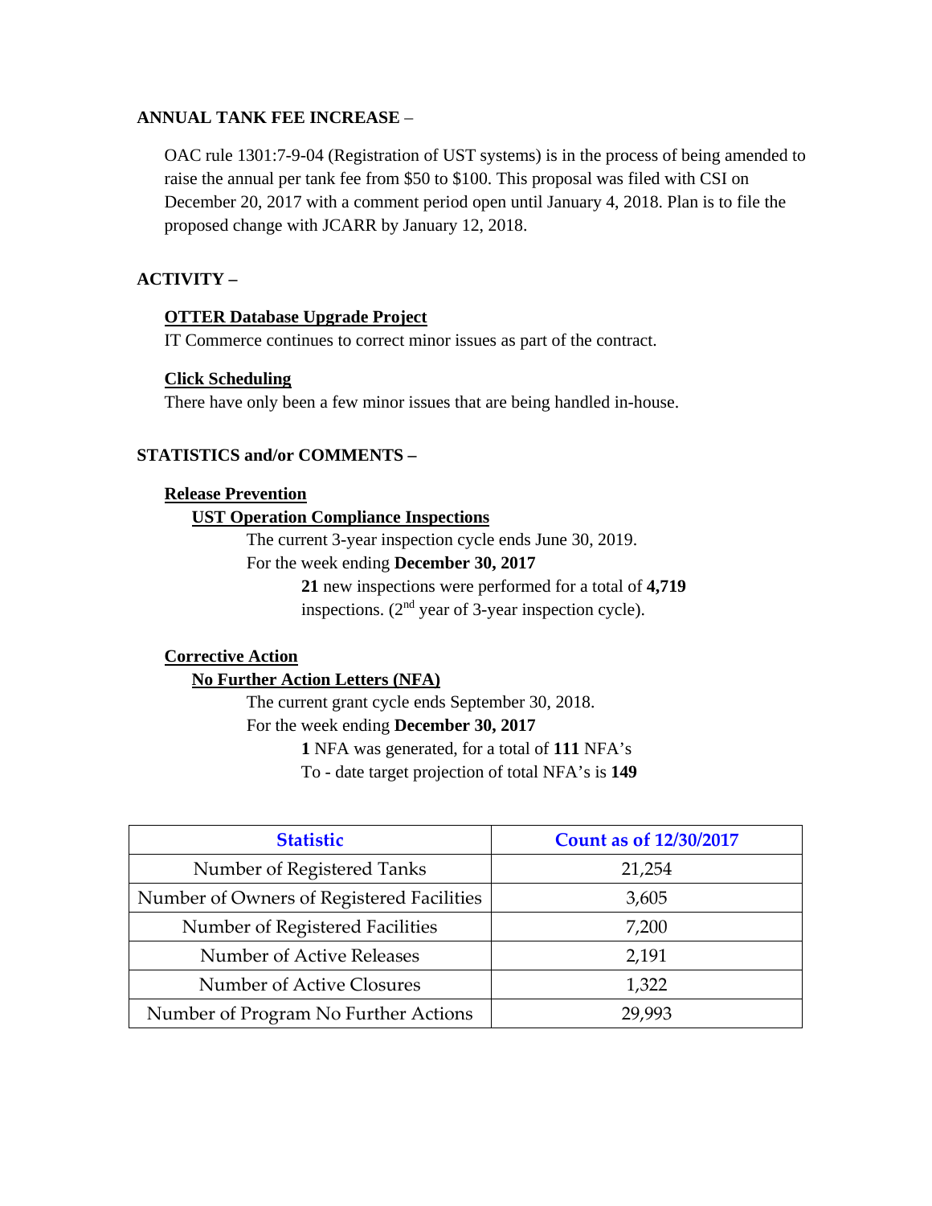**ANNUAL TANK FEE INCREASE** –

OAC rule 1301:7-9-04 (Registration of UST systems) is in the process of being amended to raise the annual per tank fee from $50 to $100. This proposal was filed with CSI on December 20, 2017 with a comment period open until January 4, 2018. Plan is to file the proposed change with JCARR by January 12, 2018.

**ACTIVITY –**

**OTTER Database Upgrade Project**

IT Commerce continues to correct minor issues as part of the contract.

**Click Scheduling**

There have only been a few minor issues that are being handled in-house.

**STATISTICS and/or COMMENTS –**

**Release Prevention**

**UST Operation Compliance Inspections**

The current 3-year inspection cycle ends June 30, 2019.

For the week ending **December 30, 2017**

**21** new inspections were performed for a total of **4,719** inspections. (2nd year of 3-year inspection cycle).

**Corrective Action**

**No Further Action Letters (NFA)**

The current grant cycle ends September 30, 2018.

For the week ending **December 30, 2017**

**1** NFA was generated, for a total of **111** NFA's

To - date target projection of total NFA's is **149**

| Statistic | Count as of 12/30/2017 |
|---|---|
| Number of Registered Tanks | 21,254 |
| Number of Owners of Registered Facilities | 3,605 |
| Number of Registered Facilities | 7,200 |
| Number of Active Releases | 2,191 |
| Number of Active Closures | 1,322 |
| Number of Program No Further Actions | 29,993 |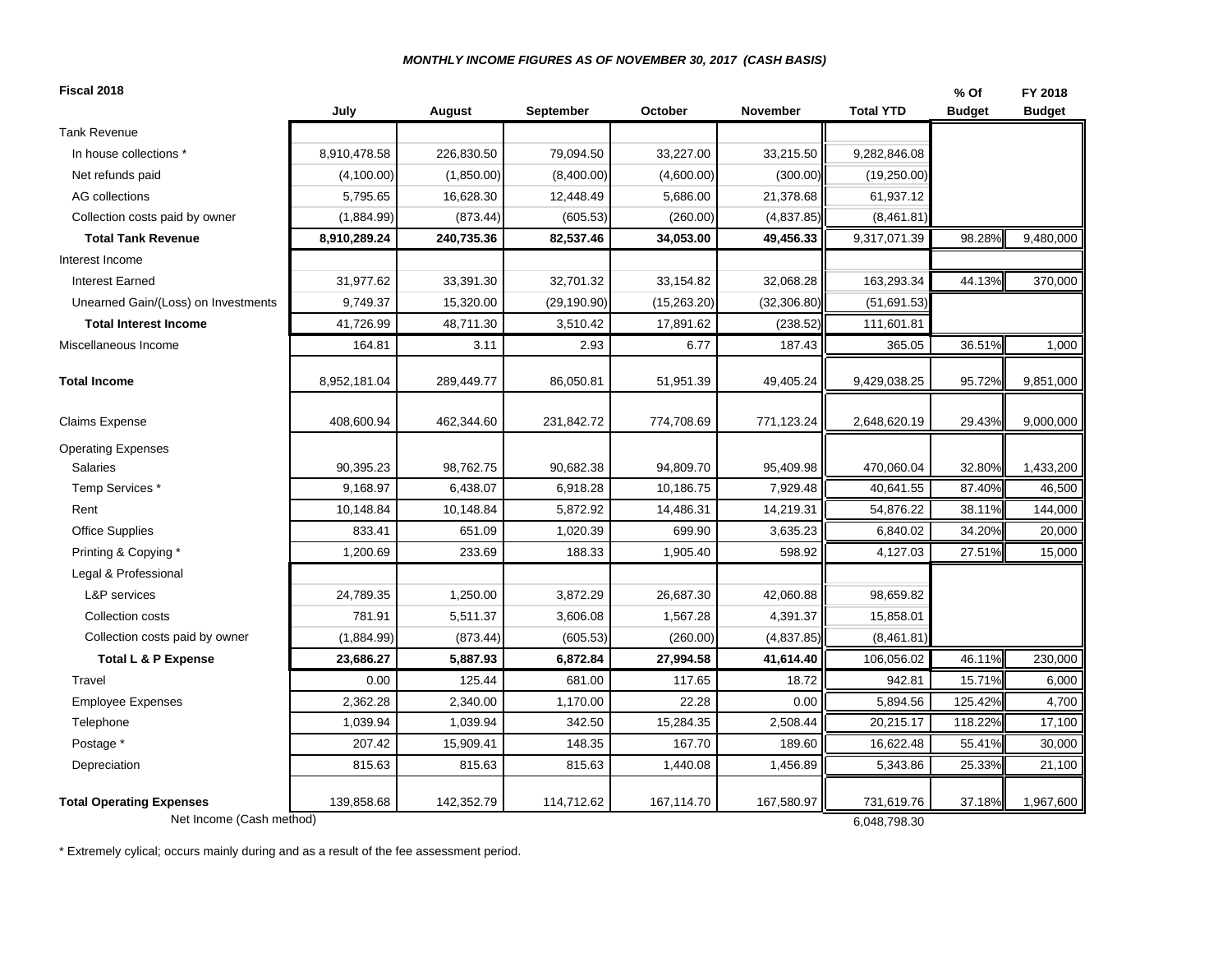***MONTHLY INCOME FIGURES AS OF NOVEMBER 30, 2017 (CASH BASIS)***

| **Fiscal 2018** | **July** | **August** | **September** | **October** | **November** | **Total YTD** | **% Of Budget** | **FY 2018 Budget** |
|---|---|---|---|---|---|---|---|---|
| Tank Revenue | | | | | | | | |
| In house collections * | 8,910,478.58 | 226,830.50 | 79,094.50 | 33,227.00 | 33,215.50 | 9,282,846.08 | | |
| Net refunds paid | (4,100.00) | (1,850.00) | (8,400.00) | (4,600.00) | (300.00) | (19,250.00) | | |
| AG collections | 5,795.65 | 16,628.30 | 12,448.49 | 5,686.00 | 21,378.68 | 61,937.12 | | |
| Collection costs paid by owner | (1,884.99) | (873.44) | (605.53) | (260.00) | (4,837.85) | (8,461.81) | | |
| **Total Tank Revenue** | **8,910,289.24** | **240,735.36** | **82,537.46** | **34,053.00** | **49,456.33** | 9,317,071.39 | 98.28% | 9,480,000 |
| Interest Income | | | | | | | | |
| Interest Earned | 31,977.62 | 33,391.30 | 32,701.32 | 33,154.82 | 32,068.28 | 163,293.34 | 44.13% | 370,000 |
| Unearned Gain/(Loss) on Investments | 9,749.37 | 15,320.00 | (29,190.90) | (15,263.20) | (32,306.80) | (51,691.53) | | |
| **Total Interest Income** | 41,726.99 | 48,711.30 | 3,510.42 | 17,891.62 | (238.52) | 111,601.81 | | |
| Miscellaneous Income | 164.81 | 3.11 | 2.93 | 6.77 | 187.43 | 365.05 | 36.51% | 1,000 |
| **Total Income** | 8,952,181.04 | 289,449.77 | 86,050.81 | 51,951.39 | 49,405.24 | 9,429,038.25 | 95.72% | 9,851,000 |
| Claims Expense | 408,600.94 | 462,344.60 | 231,842.72 | 774,708.69 | 771,123.24 | 2,648,620.19 | 29.43% | 9,000,000 |
| Operating Expenses | | | | | | | | |
| Salaries | 90,395.23 | 98,762.75 | 90,682.38 | 94,809.70 | 95,409.98 | 470,060.04 | 32.80% | 1,433,200 |
| Temp Services * | 9,168.97 | 6,438.07 | 6,918.28 | 10,186.75 | 7,929.48 | 40,641.55 | 87.40% | 46,500 |
| Rent | 10,148.84 | 10,148.84 | 5,872.92 | 14,486.31 | 14,219.31 | 54,876.22 | 38.11% | 144,000 |
| Office Supplies | 833.41 | 651.09 | 1,020.39 | 699.90 | 3,635.23 | 6,840.02 | 34.20% | 20,000 |
| Printing & Copying * | 1,200.69 | 233.69 | 188.33 | 1,905.40 | 598.92 | 4,127.03 | 27.51% | 15,000 |
| Legal & Professional | | | | | | | | |
| L&P services | 24,789.35 | 1,250.00 | 3,872.29 | 26,687.30 | 42,060.88 | 98,659.82 | | |
| Collection costs | 781.91 | 5,511.37 | 3,606.08 | 1,567.28 | 4,391.37 | 15,858.01 | | |
| Collection costs paid by owner | (1,884.99) | (873.44) | (605.53) | (260.00) | (4,837.85) | (8,461.81) | | |
| **Total L & P Expense** | **23,686.27** | **5,887.93** | **6,872.84** | **27,994.58** | **41,614.40** | 106,056.02 | 46.11% | 230,000 |
| Travel | 0.00 | 125.44 | 681.00 | 117.65 | 18.72 | 942.81 | 15.71% | 6,000 |
| Employee Expenses | 2,362.28 | 2,340.00 | 1,170.00 | 22.28 | 0.00 | 5,894.56 | 125.42% | 4,700 |
| Telephone | 1,039.94 | 1,039.94 | 342.50 | 15,284.35 | 2,508.44 | 20,215.17 | 118.22% | 17,100 |
| Postage * | 207.42 | 15,909.41 | 148.35 | 167.70 | 189.60 | 16,622.48 | 55.41% | 30,000 |
| Depreciation | 815.63 | 815.63 | 815.63 | 1,440.08 | 1,456.89 | 5,343.86 | 25.33% | 21,100 |
| **Total Operating Expenses** | 139,858.68 | 142,352.79 | 114,712.62 | 167,114.70 | 167,580.97 | 731,619.76 | 37.18% | 1,967,600 |
| Net Income (Cash method) | | | | | | 6,048,798.30 | | |

* Extremely cylical; occurs mainly during and as a result of the fee assessment period.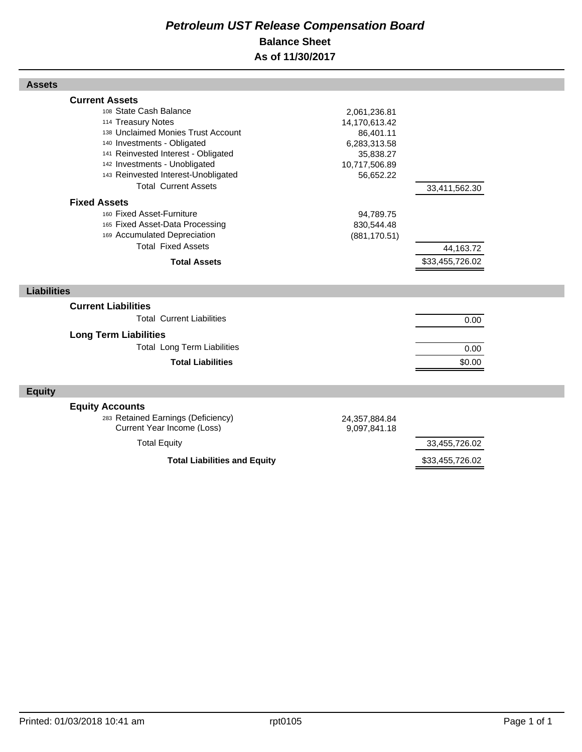# *Petroleum UST Release Compensation Board*

## Balance Sheet

## As of 11/30/2017

### Assets

| | | |
|---|---|---|
| **Current Assets** | | |
| 108 State Cash Balance | 2,061,236.81 | |
| 114 Treasury Notes | 14,170,613.42 | |
| 138 Unclaimed Monies Trust Account | 86,401.11 | |
| 140 Investments - Obligated | 6,283,313.58 | |
| 141 Reinvested Interest - Obligated | 35,838.27 | |
| 142 Investments - Unobligated | 10,717,506.89 | |
| 143 Reinvested Interest-Unobligated | 56,652.22 | |
| Total Current Assets | | 33,411,562.30 |
| **Fixed Assets** | | |
| 160 Fixed Asset-Furniture | 94,789.75 | |
| 165 Fixed Asset-Data Processing | 830,544.48 | |
| 169 Accumulated Depreciation | (881,170.51) | |
| Total Fixed Assets | | 44,163.72 |
| **Total Assets** | | $33,455,726.02 |

### Liabilities

| | | |
|---|---|---|
| **Current Liabilities** | | |
| Total Current Liabilities | | 0.00 |
| **Long Term Liabilities** | | |
| Total Long Term Liabilities | | 0.00 |
| **Total Liabilities** | | $0.00 |

### Equity

| | | |
|---|---|---|
| **Equity Accounts** | | |
| 283 Retained Earnings (Deficiency) | 24,357,884.84 | |
| Current Year Income (Loss) | 9,097,841.18 | |
| Total Equity | | 33,455,726.02 |
| **Total Liabilities and Equity** | | $33,455,726.02 |

Printed: 01/03/2018 10:41 am rpt0105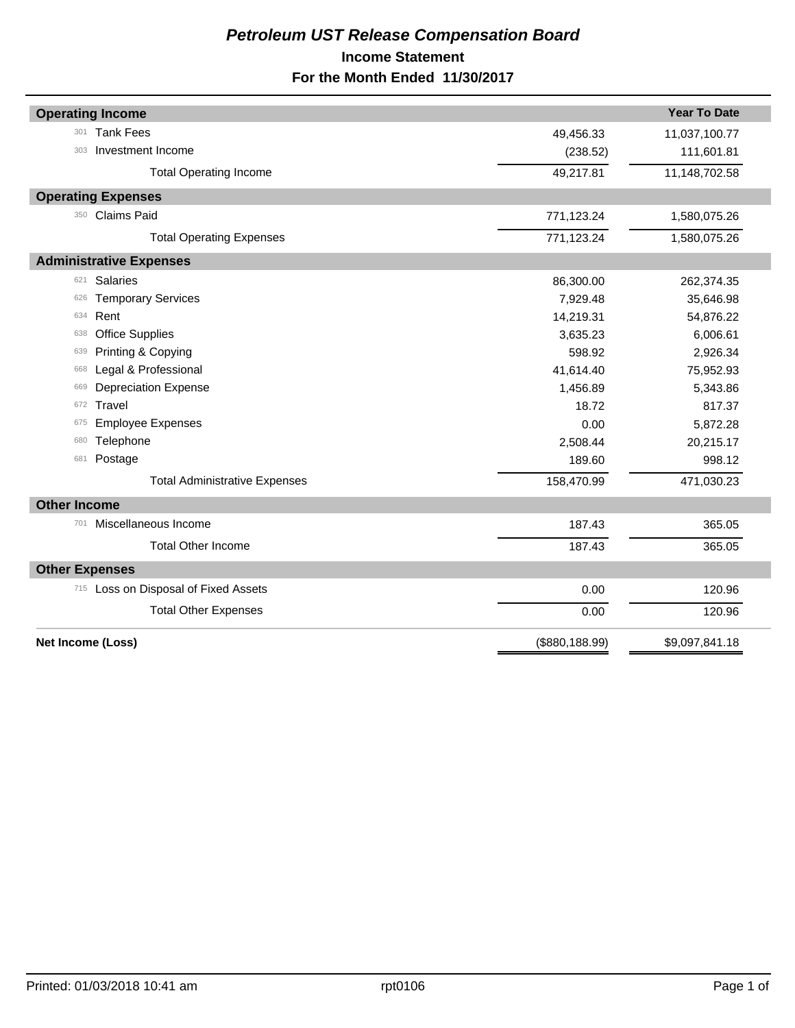# *Petroleum UST Release Compensation Board*

## Income Statement

## For the Month Ended 11/30/2017

| | | | Year To Date |
|---|---|---|---|
| **Operating Income** | | | |
| 301 | Tank Fees | 49,456.33 | 11,037,100.77 |
| 303 | Investment Income | (238.52) | 111,601.81 |
| | Total Operating Income | 49,217.81 | 11,148,702.58 |
| **Operating Expenses** | | | |
| 350 | Claims Paid | 771,123.24 | 1,580,075.26 |
| | Total Operating Expenses | 771,123.24 | 1,580,075.26 |
| **Administrative Expenses** | | | |
| 621 | Salaries | 86,300.00 | 262,374.35 |
| 626 | Temporary Services | 7,929.48 | 35,646.98 |
| 634 | Rent | 14,219.31 | 54,876.22 |
| 638 | Office Supplies | 3,635.23 | 6,006.61 |
| 639 | Printing & Copying | 598.92 | 2,926.34 |
| 668 | Legal & Professional | 41,614.40 | 75,952.93 |
| 669 | Depreciation Expense | 1,456.89 | 5,343.86 |
| 672 | Travel | 18.72 | 817.37 |
| 675 | Employee Expenses | 0.00 | 5,872.28 |
| 680 | Telephone | 2,508.44 | 20,215.17 |
| 681 | Postage | 189.60 | 998.12 |
| | Total Administrative Expenses | 158,470.99 | 471,030.23 |
| **Other Income** | | | |
| 701 | Miscellaneous Income | 187.43 | 365.05 |
| | Total Other Income | 187.43 | 365.05 |
| **Other Expenses** | | | |
| 715 | Loss on Disposal of Fixed Assets | 0.00 | 120.96 |
| | Total Other Expenses | 0.00 | 120.96 |
| **Net Income (Loss)** | | ($880,188.99) | $9,097,841.18 |

Printed: 01/03/2018 10:41 am rpt0106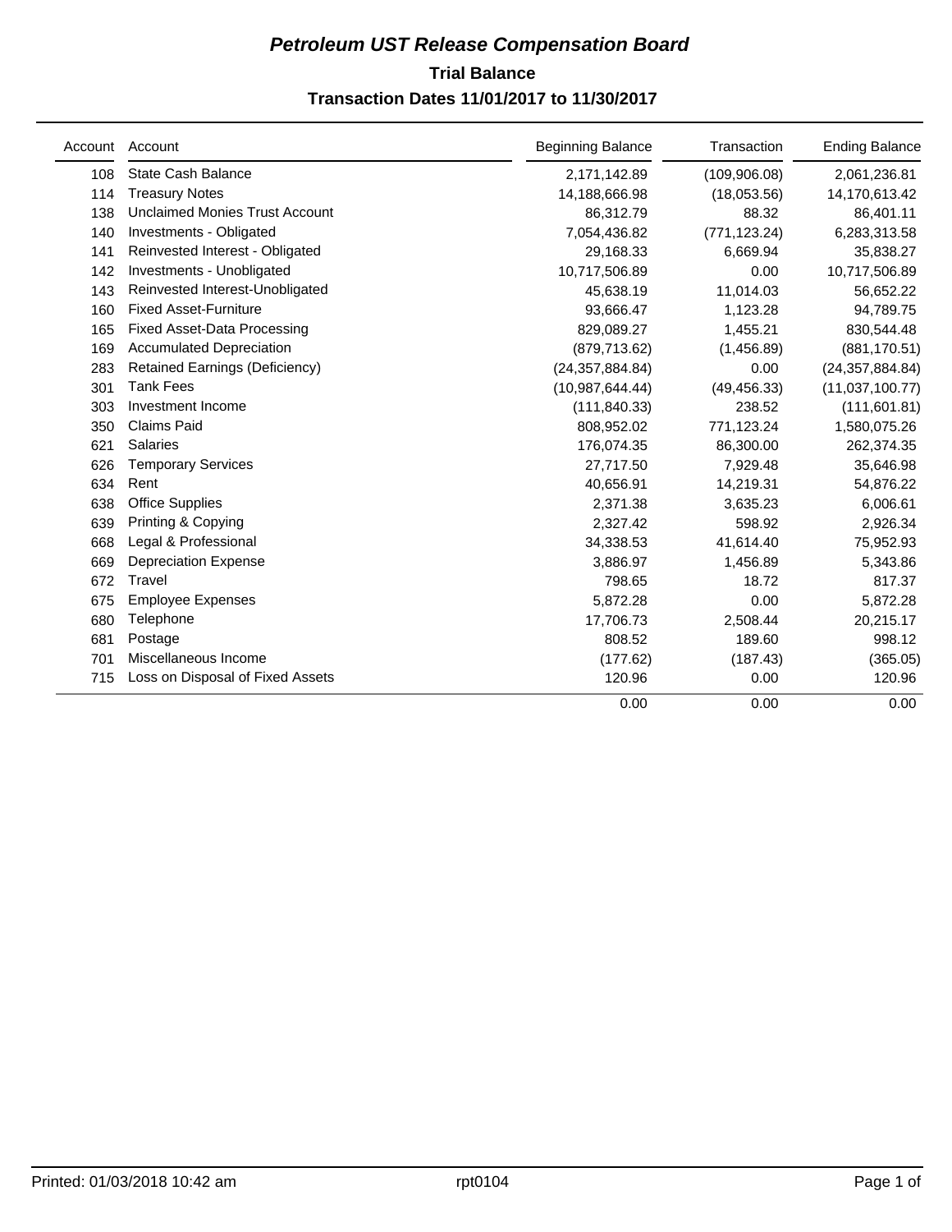# *Petroleum UST Release Compensation Board*

## Trial Balance

### Transaction Dates 11/01/2017 to 11/30/2017

| Account | Account | Beginning Balance | Transaction | Ending Balance |
|---|---|---|---|---|
| 108 | State Cash Balance | 2,171,142.89 | (109,906.08) | 2,061,236.81 |
| 114 | Treasury Notes | 14,188,666.98 | (18,053.56) | 14,170,613.42 |
| 138 | Unclaimed Monies Trust Account | 86,312.79 | 88.32 | 86,401.11 |
| 140 | Investments - Obligated | 7,054,436.82 | (771,123.24) | 6,283,313.58 |
| 141 | Reinvested Interest - Obligated | 29,168.33 | 6,669.94 | 35,838.27 |
| 142 | Investments - Unobligated | 10,717,506.89 | 0.00 | 10,717,506.89 |
| 143 | Reinvested Interest-Unobligated | 45,638.19 | 11,014.03 | 56,652.22 |
| 160 | Fixed Asset-Furniture | 93,666.47 | 1,123.28 | 94,789.75 |
| 165 | Fixed Asset-Data Processing | 829,089.27 | 1,455.21 | 830,544.48 |
| 169 | Accumulated Depreciation | (879,713.62) | (1,456.89) | (881,170.51) |
| 283 | Retained Earnings (Deficiency) | (24,357,884.84) | 0.00 | (24,357,884.84) |
| 301 | Tank Fees | (10,987,644.44) | (49,456.33) | (11,037,100.77) |
| 303 | Investment Income | (111,840.33) | 238.52 | (111,601.81) |
| 350 | Claims Paid | 808,952.02 | 771,123.24 | 1,580,075.26 |
| 621 | Salaries | 176,074.35 | 86,300.00 | 262,374.35 |
| 626 | Temporary Services | 27,717.50 | 7,929.48 | 35,646.98 |
| 634 | Rent | 40,656.91 | 14,219.31 | 54,876.22 |
| 638 | Office Supplies | 2,371.38 | 3,635.23 | 6,006.61 |
| 639 | Printing & Copying | 2,327.42 | 598.92 | 2,926.34 |
| 668 | Legal & Professional | 34,338.53 | 41,614.40 | 75,952.93 |
| 669 | Depreciation Expense | 3,886.97 | 1,456.89 | 5,343.86 |
| 672 | Travel | 798.65 | 18.72 | 817.37 |
| 675 | Employee Expenses | 5,872.28 | 0.00 | 5,872.28 |
| 680 | Telephone | 17,706.73 | 2,508.44 | 20,215.17 |
| 681 | Postage | 808.52 | 189.60 | 998.12 |
| 701 | Miscellaneous Income | (177.62) | (187.43) | (365.05) |
| 715 | Loss on Disposal of Fixed Assets | 120.96 | 0.00 | 120.96 |
| | | 0.00 | 0.00 | 0.00 |

Printed: 01/03/2018 10:42 am    rpt0104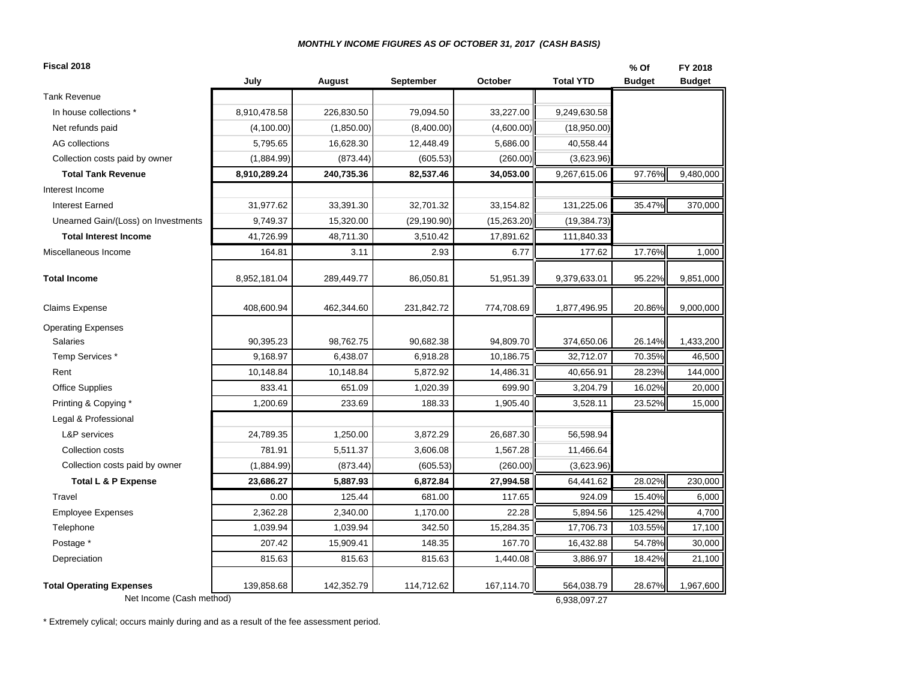***MONTHLY INCOME FIGURES AS OF OCTOBER 31, 2017 (CASH BASIS)***

| Fiscal 2018 | July | August | September | October | Total YTD | % Of Budget | FY 2018 Budget |
|---|---|---|---|---|---|---|---|
| Tank Revenue | | | | | | | |
| In house collections * | 8,910,478.58 | 226,830.50 | 79,094.50 | 33,227.00 | 9,249,630.58 | | |
| Net refunds paid | (4,100.00) | (1,850.00) | (8,400.00) | (4,600.00) | (18,950.00) | | |
| AG collections | 5,795.65 | 16,628.30 | 12,448.49 | 5,686.00 | 40,558.44 | | |
| Collection costs paid by owner | (1,884.99) | (873.44) | (605.53) | (260.00) | (3,623.96) | | |
| **Total Tank Revenue** | **8,910,289.24** | **240,735.36** | **82,537.46** | **34,053.00** | 9,267,615.06 | 97.76% | 9,480,000 |
| Interest Income | | | | | | | |
| Interest Earned | 31,977.62 | 33,391.30 | 32,701.32 | 33,154.82 | 131,225.06 | 35.47% | 370,000 |
| Unearned Gain/(Loss) on Investments | 9,749.37 | 15,320.00 | (29,190.90) | (15,263.20) | (19,384.73) | | |
| **Total Interest Income** | 41,726.99 | 48,711.30 | 3,510.42 | 17,891.62 | 111,840.33 | | |
| Miscellaneous Income | 164.81 | 3.11 | 2.93 | 6.77 | 177.62 | 17.76% | 1,000 |
| **Total Income** | 8,952,181.04 | 289,449.77 | 86,050.81 | 51,951.39 | 9,379,633.01 | 95.22% | 9,851,000 |
| Claims Expense | 408,600.94 | 462,344.60 | 231,842.72 | 774,708.69 | 1,877,496.95 | 20.86% | 9,000,000 |
| Operating Expenses | | | | | | | |
| Salaries | 90,395.23 | 98,762.75 | 90,682.38 | 94,809.70 | 374,650.06 | 26.14% | 1,433,200 |
| Temp Services * | 9,168.97 | 6,438.07 | 6,918.28 | 10,186.75 | 32,712.07 | 70.35% | 46,500 |
| Rent | 10,148.84 | 10,148.84 | 5,872.92 | 14,486.31 | 40,656.91 | 28.23% | 144,000 |
| Office Supplies | 833.41 | 651.09 | 1,020.39 | 699.90 | 3,204.79 | 16.02% | 20,000 |
| Printing & Copying * | 1,200.69 | 233.69 | 188.33 | 1,905.40 | 3,528.11 | 23.52% | 15,000 |
| Legal & Professional | | | | | | | |
| L&P services | 24,789.35 | 1,250.00 | 3,872.29 | 26,687.30 | 56,598.94 | | |
| Collection costs | 781.91 | 5,511.37 | 3,606.08 | 1,567.28 | 11,466.64 | | |
| Collection costs paid by owner | (1,884.99) | (873.44) | (605.53) | (260.00) | (3,623.96) | | |
| **Total L & P Expense** | **23,686.27** | **5,887.93** | **6,872.84** | **27,994.58** | 64,441.62 | 28.02% | 230,000 |
| Travel | 0.00 | 125.44 | 681.00 | 117.65 | 924.09 | 15.40% | 6,000 |
| Employee Expenses | 2,362.28 | 2,340.00 | 1,170.00 | 22.28 | 5,894.56 | 125.42% | 4,700 |
| Telephone | 1,039.94 | 1,039.94 | 342.50 | 15,284.35 | 17,706.73 | 103.55% | 17,100 |
| Postage * | 207.42 | 15,909.41 | 148.35 | 167.70 | 16,432.88 | 54.78% | 30,000 |
| Depreciation | 815.63 | 815.63 | 815.63 | 1,440.08 | 3,886.97 | 18.42% | 21,100 |
| **Total Operating Expenses** | 139,858.68 | 142,352.79 | 114,712.62 | 167,114.70 | 564,038.79 | 28.67% | 1,967,600 |
| Net Income (Cash method) | | | | | 6,938,097.27 | | |

\* Extremely cylical; occurs mainly during and as a result of the fee assessment period.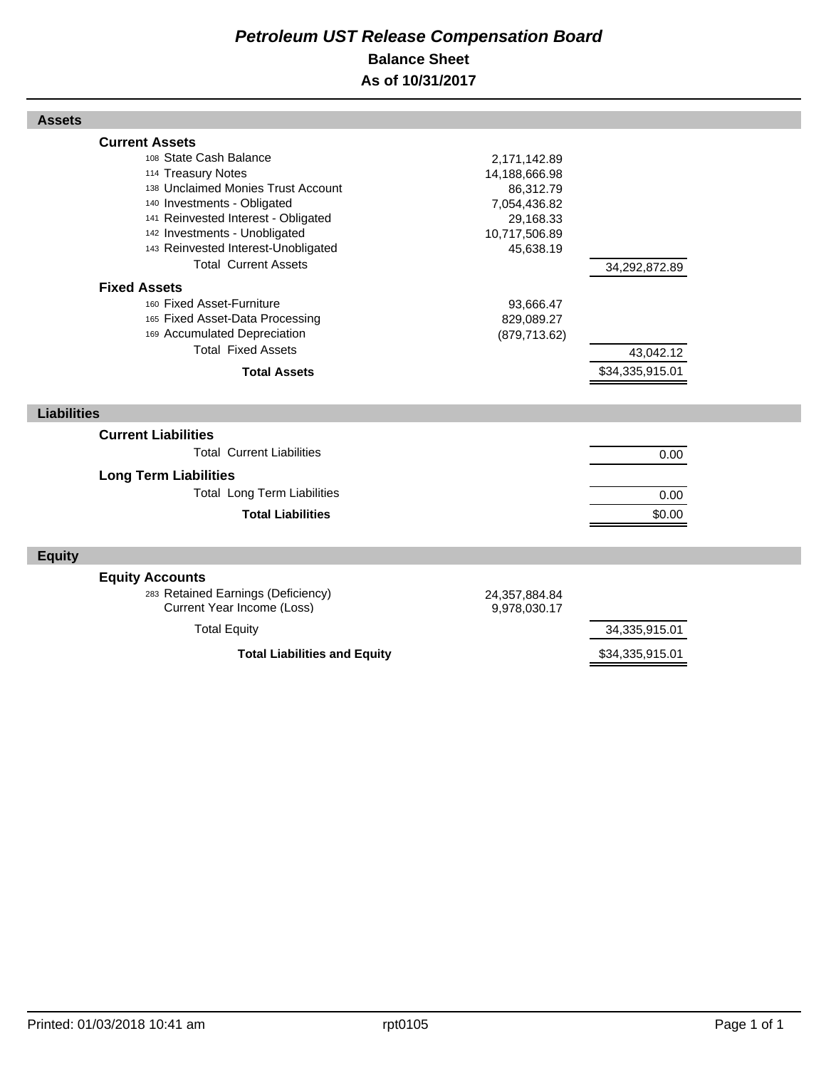# *Petroleum UST Release Compensation Board*

## Balance Sheet

## As of 10/31/2017

### Assets

| | | |
|---|---|---|
| **Current Assets** | | |
| 108 State Cash Balance | 2,171,142.89 | |
| 114 Treasury Notes | 14,188,666.98 | |
| 138 Unclaimed Monies Trust Account | 86,312.79 | |
| 140 Investments - Obligated | 7,054,436.82 | |
| 141 Reinvested Interest - Obligated | 29,168.33 | |
| 142 Investments - Unobligated | 10,717,506.89 | |
| 143 Reinvested Interest-Unobligated | 45,638.19 | |
| Total Current Assets | | 34,292,872.89 |
| **Fixed Assets** | | |
| 160 Fixed Asset-Furniture | 93,666.47 | |
| 165 Fixed Asset-Data Processing | 829,089.27 | |
| 169 Accumulated Depreciation | (879,713.62) | |
| Total Fixed Assets | | 43,042.12 |
| **Total Assets** | | $34,335,915.01 |

### Liabilities

| | | |
|---|---|---|
| **Current Liabilities** | | |
| Total Current Liabilities | | 0.00 |
| **Long Term Liabilities** | | |
| Total Long Term Liabilities | | 0.00 |
| **Total Liabilities** | | $0.00 |

### Equity

| | | |
|---|---|---|
| **Equity Accounts** | | |
| 283 Retained Earnings (Deficiency) | 24,357,884.84 | |
| Current Year Income (Loss) | 9,978,030.17 | |
| Total Equity | | 34,335,915.01 |
| **Total Liabilities and Equity** | | $34,335,915.01 |

Printed: 01/03/2018 10:41 am rpt0105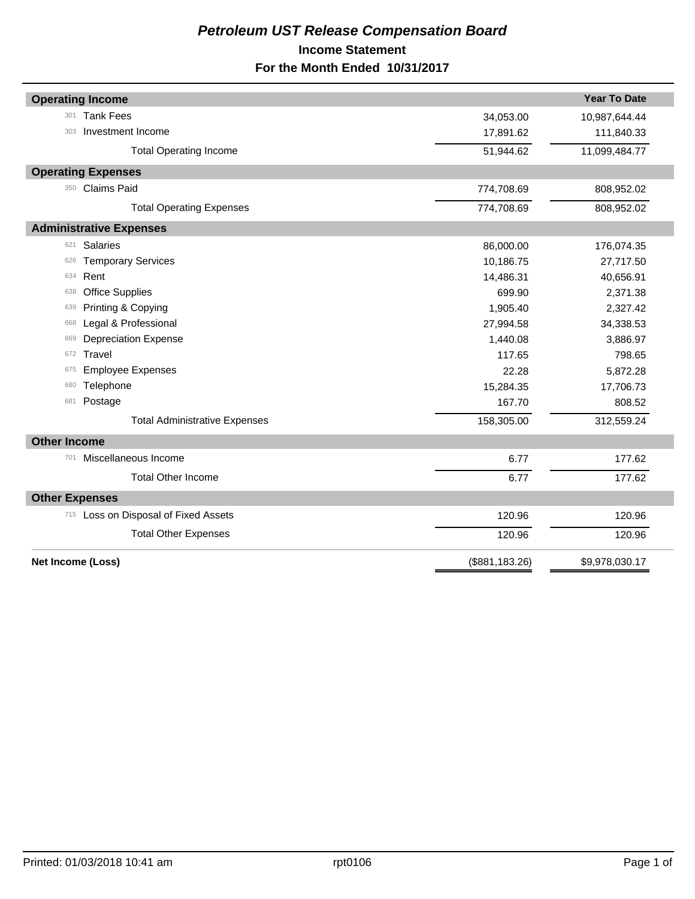# *Petroleum UST Release Compensation Board*

## Income Statement

### For the Month Ended 10/31/2017

| | | | Year To Date |
|---|---|---|---|
| **Operating Income** | | | |
| 301 | Tank Fees | 34,053.00 | 10,987,644.44 |
| 303 | Investment Income | 17,891.62 | 111,840.33 |
| | Total Operating Income | 51,944.62 | 11,099,484.77 |
| **Operating Expenses** | | | |
| 350 | Claims Paid | 774,708.69 | 808,952.02 |
| | Total Operating Expenses | 774,708.69 | 808,952.02 |
| **Administrative Expenses** | | | |
| 621 | Salaries | 86,000.00 | 176,074.35 |
| 626 | Temporary Services | 10,186.75 | 27,717.50 |
| 634 | Rent | 14,486.31 | 40,656.91 |
| 638 | Office Supplies | 699.90 | 2,371.38 |
| 639 | Printing & Copying | 1,905.40 | 2,327.42 |
| 668 | Legal & Professional | 27,994.58 | 34,338.53 |
| 669 | Depreciation Expense | 1,440.08 | 3,886.97 |
| 672 | Travel | 117.65 | 798.65 |
| 675 | Employee Expenses | 22.28 | 5,872.28 |
| 680 | Telephone | 15,284.35 | 17,706.73 |
| 681 | Postage | 167.70 | 808.52 |
| | Total Administrative Expenses | 158,305.00 | 312,559.24 |
| **Other Income** | | | |
| 701 | Miscellaneous Income | 6.77 | 177.62 |
| | Total Other Income | 6.77 | 177.62 |
| **Other Expenses** | | | |
| 715 | Loss on Disposal of Fixed Assets | 120.96 | 120.96 |
| | Total Other Expenses | 120.96 | 120.96 |
| **Net Income (Loss)** | | ($881,183.26) | $9,978,030.17 |

Printed: 01/03/2018 10:41 am rpt0106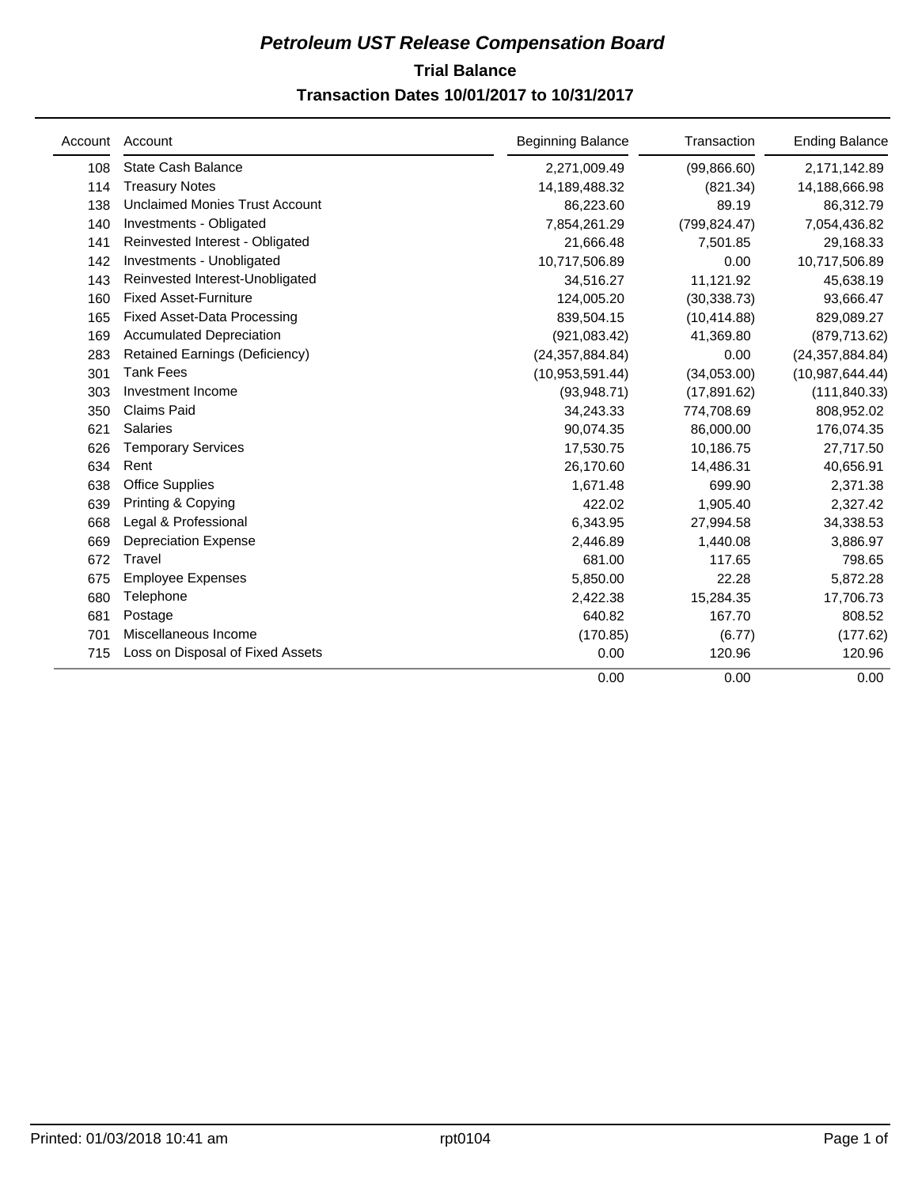# *Petroleum UST Release Compensation Board*

## Trial Balance

### Transaction Dates 10/01/2017 to 10/31/2017

| Account | Account | Beginning Balance | Transaction | Ending Balance |
|---|---|---|---|---|
| 108 | State Cash Balance | 2,271,009.49 | (99,866.60) | 2,171,142.89 |
| 114 | Treasury Notes | 14,189,488.32 | (821.34) | 14,188,666.98 |
| 138 | Unclaimed Monies Trust Account | 86,223.60 | 89.19 | 86,312.79 |
| 140 | Investments - Obligated | 7,854,261.29 | (799,824.47) | 7,054,436.82 |
| 141 | Reinvested Interest - Obligated | 21,666.48 | 7,501.85 | 29,168.33 |
| 142 | Investments - Unobligated | 10,717,506.89 | 0.00 | 10,717,506.89 |
| 143 | Reinvested Interest-Unobligated | 34,516.27 | 11,121.92 | 45,638.19 |
| 160 | Fixed Asset-Furniture | 124,005.20 | (30,338.73) | 93,666.47 |
| 165 | Fixed Asset-Data Processing | 839,504.15 | (10,414.88) | 829,089.27 |
| 169 | Accumulated Depreciation | (921,083.42) | 41,369.80 | (879,713.62) |
| 283 | Retained Earnings (Deficiency) | (24,357,884.84) | 0.00 | (24,357,884.84) |
| 301 | Tank Fees | (10,953,591.44) | (34,053.00) | (10,987,644.44) |
| 303 | Investment Income | (93,948.71) | (17,891.62) | (111,840.33) |
| 350 | Claims Paid | 34,243.33 | 774,708.69 | 808,952.02 |
| 621 | Salaries | 90,074.35 | 86,000.00 | 176,074.35 |
| 626 | Temporary Services | 17,530.75 | 10,186.75 | 27,717.50 |
| 634 | Rent | 26,170.60 | 14,486.31 | 40,656.91 |
| 638 | Office Supplies | 1,671.48 | 699.90 | 2,371.38 |
| 639 | Printing & Copying | 422.02 | 1,905.40 | 2,327.42 |
| 668 | Legal & Professional | 6,343.95 | 27,994.58 | 34,338.53 |
| 669 | Depreciation Expense | 2,446.89 | 1,440.08 | 3,886.97 |
| 672 | Travel | 681.00 | 117.65 | 798.65 |
| 675 | Employee Expenses | 5,850.00 | 22.28 | 5,872.28 |
| 680 | Telephone | 2,422.38 | 15,284.35 | 17,706.73 |
| 681 | Postage | 640.82 | 167.70 | 808.52 |
| 701 | Miscellaneous Income | (170.85) | (6.77) | (177.62) |
| 715 | Loss on Disposal of Fixed Assets | 0.00 | 120.96 | 120.96 |
| | | 0.00 | 0.00 | 0.00 |

Printed: 01/03/2018 10:41 am rpt0104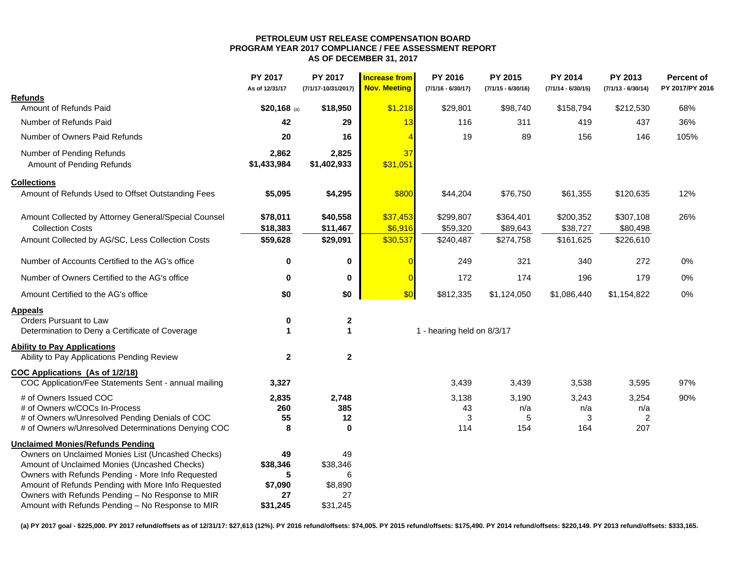# PETROLEUM UST RELEASE COMPENSATION BOARD
## PROGRAM YEAR 2017 COMPLIANCE / FEE ASSESSMENT REPORT
### AS OF DECEMBER 31, 2017

| | PY 2017 As of 12/31/17 | PY 2017 (7/1/17-10/31/2017) | Increase from Nov. Meeting | PY 2016 (7/1/16 - 6/30/17) | PY 2015 (7/1/15 - 6/30/16) | PY 2014 (7/1/14 - 6/30/15) | PY 2013 (7/1/13 - 6/30/14) | Percent of PY 2017/PY 2016 |
|---|---|---|---|---|---|---|---|---|
| **Refunds** | | | | | | | | |
| Amount of Refunds Paid | **$20,168** (a) | **$18,950** | $1,218 | $29,801 | $98,740 | $158,794 | $212,530 | 68% |
| Number of Refunds Paid | **42** | **29** | 13 | 116 | 311 | 419 | 437 | 36% |
| Number of Owners Paid Refunds | **20** | **16** | 4 | 19 | 89 | 156 | 146 | 105% |
| Number of Pending Refunds | **2,862** | **2,825** | 37 | | | | | |
| Amount of Pending Refunds | **$1,433,984** | **$1,402,933** | $31,051 | | | | | |
| **Collections** | | | | | | | | |
| Amount of Refunds Used to Offset Outstanding Fees | **$5,095** | **$4,295** | $800 | $44,204 | $76,750 | $61,355 | $120,635 | 12% |
| Amount Collected by Attorney General/Special Counsel | **$78,011** | **$40,558** | $37,453 | $299,807 | $364,401 | $200,352 | $307,108 | 26% |
| Collection Costs | **$18,383** | **$11,467** | $6,916 | $59,320 | $89,643 | $38,727 | $80,498 | |
| Amount Collected by AG/SC, Less Collection Costs | **$59,628** | **$29,091** | $30,537 | $240,487 | $274,758 | $161,625 | $226,610 | |
| Number of Accounts Certified to the AG's office | **0** | **0** | 0 | 249 | 321 | 340 | 272 | 0% |
| Number of Owners Certified to the AG's office | **0** | **0** | 0 | 172 | 174 | 196 | 179 | 0% |
| Amount Certified to the AG's office | **$0** | **$0** | $0 | $812,335 | $1,124,050 | $1,086,440 | $1,154,822 | 0% |
| **Appeals** | | | | | | | | |
| Orders Pursuant to Law | **0** | **2** | | | | | | |
| Determination to Deny a Certificate of Coverage | **1** | **1** | | 1 - hearing held on 8/3/17 | | | | |
| **Ability to Pay Applications** | | | | | | | | |
| Ability to Pay Applications Pending Review | **2** | **2** | | | | | | |
| **COC Applications (As of 1/2/18)** | | | | | | | | |
| COC Application/Fee Statements Sent - annual mailing | **3,327** | | | 3,439 | 3,439 | 3,538 | 3,595 | 97% |
| # of Owners Issued COC | **2,835** | **2,748** | | 3,138 | 3,190 | 3,243 | 3,254 | 90% |
| # of Owners w/COCs In-Process | **260** | **385** | | 43 | n/a | n/a | n/a | |
| # of Owners w/Unresolved Pending Denials of COC | **55** | **12** | | 3 | 5 | 3 | 2 | |
| # of Owners w/Unresolved Determinations Denying COC | **8** | **0** | | 114 | 154 | 164 | 207 | |
| **Unclaimed Monies/Refunds Pending** | | | | | | | | |
| Owners on Unclaimed Monies List (Uncashed Checks) | **49** | 49 | | | | | | |
| Amount of Unclaimed Monies (Uncashed Checks) | **$38,346** | $38,346 | | | | | | |
| Owners with Refunds Pending - More Info Requested | **5** | 6 | | | | | | |
| Amount of Refunds Pending with More Info Requested | **$7,090** | $8,890 | | | | | | |
| Owners with Refunds Pending – No Response to MIR | **27** | 27 | | | | | | |
| Amount with Refunds Pending – No Response to MIR | **$31,245** | $31,245 | | | | | | |

**(a) PY 2017 goal - $225,000. PY 2017 refund/offsets as of 12/31/17: $27,613 (12%). PY 2016 refund/offsets: $74,005. PY 2015 refund/offsets: $175,490. PY 2014 refund/offsets: $220,149. PY 2013 refund/offsets: $333,165.**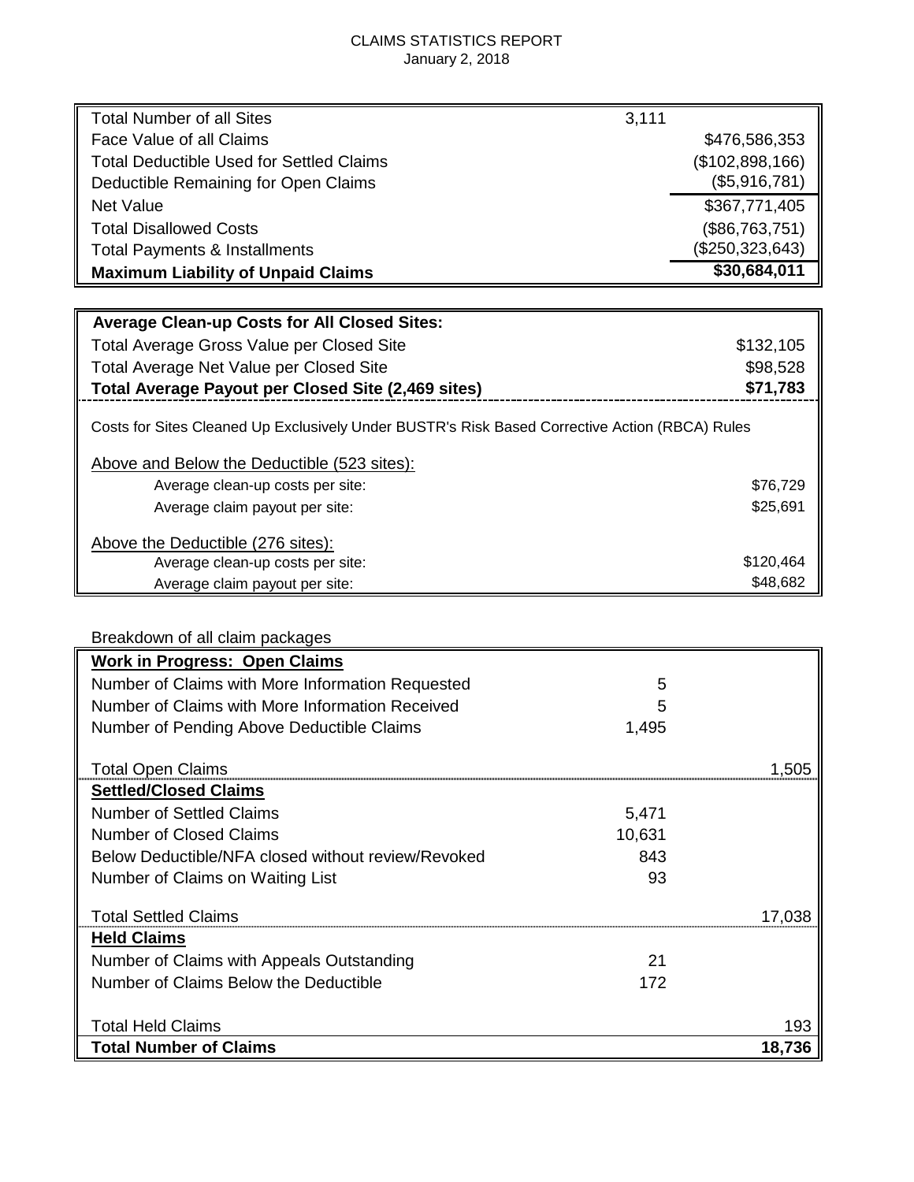# CLAIMS STATISTICS REPORT

January 2, 2018

| | | |
|---|---|---|
| Total Number of all Sites | 3,111 | |
| Face Value of all Claims | | $476,586,353 |
| Total Deductible Used for Settled Claims | | ($102,898,166) |
| Deductible Remaining for Open Claims | | ($5,916,781) |
| Net Value | | $367,771,405 |
| Total Disallowed Costs | | ($86,763,751) |
| Total Payments & Installments | | ($250,323,643) |
| **Maximum Liability of Unpaid Claims** | | **$30,684,011** |

| **Average Clean-up Costs for All Closed Sites:** | |
|---|---|
| Total Average Gross Value per Closed Site | $132,105 |
| Total Average Net Value per Closed Site | $98,528 |
| **Total Average Payout per Closed Site (2,469 sites)** | **$71,783** |

Costs for Sites Cleaned Up Exclusively Under BUSTR's Risk Based Corrective Action (RBCA) Rules

| | |
|---|---|
| Above and Below the Deductible (523 sites): | |
| Average clean-up costs per site: | $76,729 |
| Average claim payout per site: | $25,691 |
| Above the Deductible (276 sites): | |
| Average clean-up costs per site: | $120,464 |
| Average claim payout per site: | $48,682 |

Breakdown of all claim packages

| | | |
|---|---|---|
| **Work in Progress: Open Claims** | | |
| Number of Claims with More Information Requested | 5 | |
| Number of Claims with More Information Received | 5 | |
| Number of Pending Above Deductible Claims | 1,495 | |
| Total Open Claims | | 1,505 |
| **Settled/Closed Claims** | | |
| Number of Settled Claims | 5,471 | |
| Number of Closed Claims | 10,631 | |
| Below Deductible/NFA closed without review/Revoked | 843 | |
| Number of Claims on Waiting List | 93 | |
| Total Settled Claims | | 17,038 |
| **Held Claims** | | |
| Number of Claims with Appeals Outstanding | 21 | |
| Number of Claims Below the Deductible | 172 | |
| Total Held Claims | | 193 |
| **Total Number of Claims** | | **18,736** |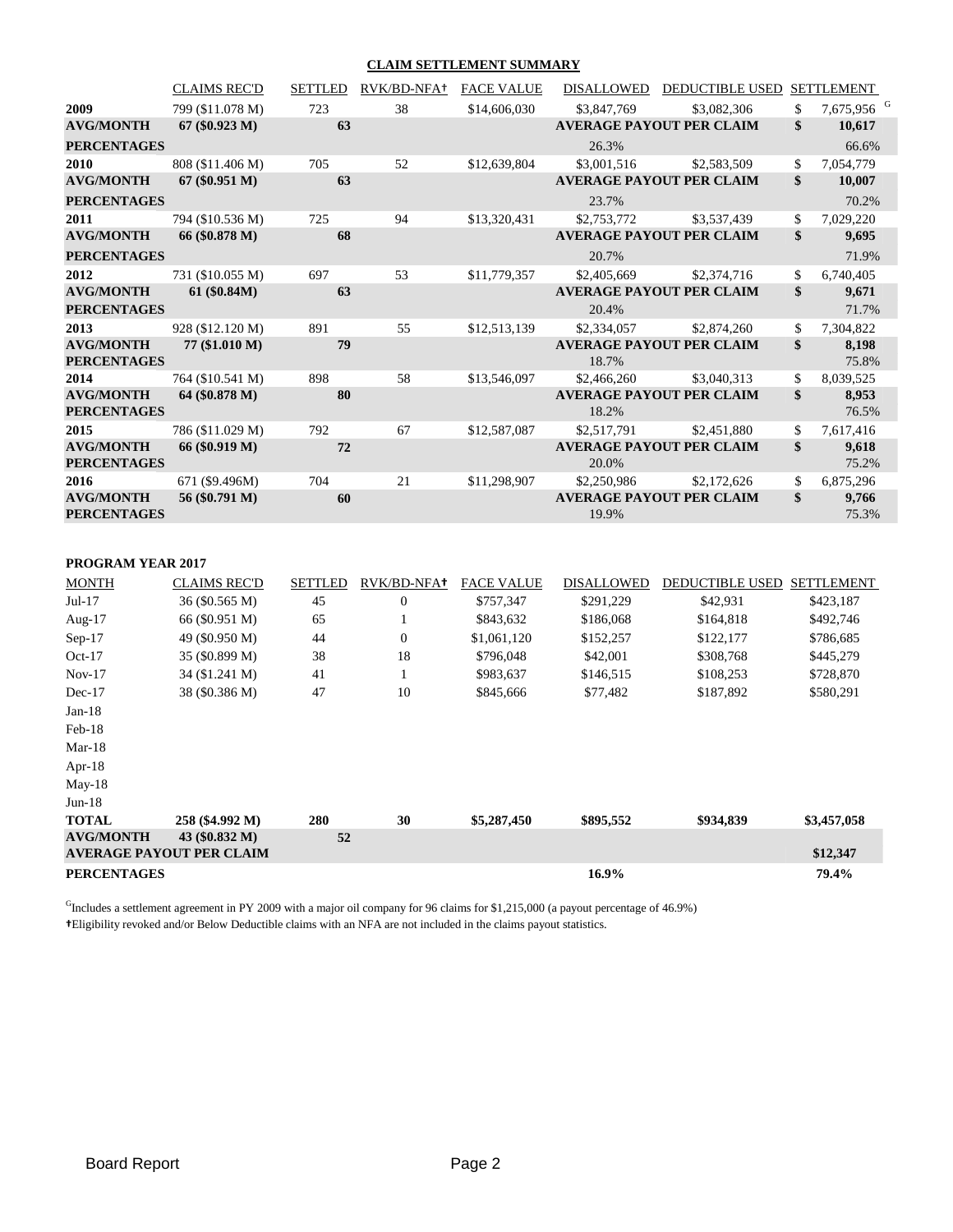## CLAIM SETTLEMENT SUMMARY

| | CLAIMS REC'D | SETTLED | RVK/BD-NFA† | FACE VALUE | DISALLOWED | DEDUCTIBLE USED | SETTLEMENT |
|---|---|---|---|---|---|---|---|
| **2009** | 799 ($11.078 M) | 723 | 38 | $14,606,030 | $3,847,769 | $3,082,306 | $ 7,675,956 [G] |
| **AVG/MONTH** | **67 ($0.923 M)** | **63** | | | **AVERAGE PAYOUT PER CLAIM** | | **$ 10,617** |
| **PERCENTAGES** | | | | | 26.3% | | 66.6% |
| **2010** | 808 ($11.406 M) | 705 | 52 | $12,639,804 | $3,001,516 | $2,583,509 | $ 7,054,779 |
| **AVG/MONTH** | **67 ($0.951 M)** | **63** | | | **AVERAGE PAYOUT PER CLAIM** | | **$ 10,007** |
| **PERCENTAGES** | | | | | 23.7% | | 70.2% |
| **2011** | 794 ($10.536 M) | 725 | 94 | $13,320,431 | $2,753,772 | $3,537,439 | $ 7,029,220 |
| **AVG/MONTH** | **66 ($0.878 M)** | **68** | | | **AVERAGE PAYOUT PER CLAIM** | | **$ 9,695** |
| **PERCENTAGES** | | | | | 20.7% | | 71.9% |
| **2012** | 731 ($10.055 M) | 697 | 53 | $11,779,357 | $2,405,669 | $2,374,716 | $ 6,740,405 |
| **AVG/MONTH** | **61 ($0.84M)** | **63** | | | **AVERAGE PAYOUT PER CLAIM** | | **$ 9,671** |
| **PERCENTAGES** | | | | | 20.4% | | 71.7% |
| **2013** | 928 ($12.120 M) | 891 | 55 | $12,513,139 | $2,334,057 | $2,874,260 | $ 7,304,822 |
| **AVG/MONTH** | **77 ($1.010 M)** | **79** | | | **AVERAGE PAYOUT PER CLAIM** | | **$ 8,198** |
| **PERCENTAGES** | | | | | 18.7% | | 75.8% |
| **2014** | 764 ($10.541 M) | 898 | 58 | $13,546,097 | $2,466,260 | $3,040,313 | $ 8,039,525 |
| **AVG/MONTH** | **64 ($0.878 M)** | **80** | | | **AVERAGE PAYOUT PER CLAIM** | | **$ 8,953** |
| **PERCENTAGES** | | | | | 18.2% | | 76.5% |
| **2015** | 786 ($11.029 M) | 792 | 67 | $12,587,087 | $2,517,791 | $2,451,880 | $ 7,617,416 |
| **AVG/MONTH** | **66 ($0.919 M)** | **72** | | | **AVERAGE PAYOUT PER CLAIM** | | **$ 9,618** |
| **PERCENTAGES** | | | | | 20.0% | | 75.2% |
| **2016** | 671 ($9.496M) | 704 | 21 | $11,298,907 | $2,250,986 | $2,172,626 | $ 6,875,296 |
| **AVG/MONTH** | **56 ($0.791 M)** | **60** | | | **AVERAGE PAYOUT PER CLAIM** | | **$ 9,766** |
| **PERCENTAGES** | | | | | 19.9% | | 75.3% |

**PROGRAM YEAR 2017**

| MONTH | CLAIMS REC'D | SETTLED | RVK/BD-NFA† | FACE VALUE | DISALLOWED | DEDUCTIBLE USED | SETTLEMENT |
|---|---|---|---|---|---|---|---|
| Jul-17 | 36 ($0.565 M) | 45 | 0 | $757,347 | $291,229 | $42,931 | $423,187 |
| Aug-17 | 66 ($0.951 M) | 65 | 1 | $843,632 | $186,068 | $164,818 | $492,746 |
| Sep-17 | 49 ($0.950 M) | 44 | 0 | $1,061,120 | $152,257 | $122,177 | $786,685 |
| Oct-17 | 35 ($0.899 M) | 38 | 18 | $796,048 | $42,001 | $308,768 | $445,279 |
| Nov-17 | 34 ($1.241 M) | 41 | 1 | $983,637 | $146,515 | $108,253 | $728,870 |
| Dec-17 | 38 ($0.386 M) | 47 | 10 | $845,666 | $77,482 | $187,892 | $580,291 |
| Jan-18 | | | | | | | |
| Feb-18 | | | | | | | |
| Mar-18 | | | | | | | |
| Apr-18 | | | | | | | |
| May-18 | | | | | | | |
| Jun-18 | | | | | | | |
| **TOTAL** | **258 ($4.992 M)** | **280** | **30** | **$5,287,450** | **$895,552** | **$934,839** | **$3,457,058** |
| **AVG/MONTH** | **43 ($0.832 M)** | **52** | | | | | |
| **AVERAGE PAYOUT PER CLAIM** | | | | | | | **$12,347** |
| **PERCENTAGES** | | | | | **16.9%** | | **79.4%** |

[G]Includes a settlement agreement in PY 2009 with a major oil company for 96 claims for $1,215,000 (a payout percentage of 46.9%)

†Eligibility revoked and/or Below Deductible claims with an NFA are not included in the claims payout statistics.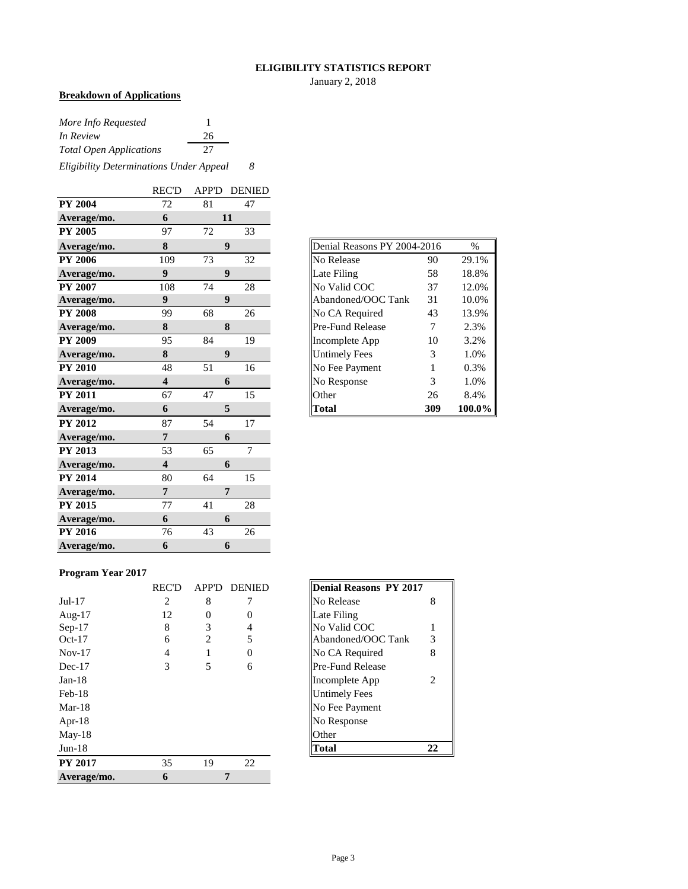**ELIGIBILITY STATISTICS REPORT**

January 2, 2018

**Breakdown of Applications**

| | |
|---|---|
| *More Info Requested* | 1 |
| *In Review* | 26 |
| *Total Open Applications* | 27 |
| *Eligibility Determinations Under Appeal* | *8* |

| | REC'D | APP'D | DENIED |
|---|---|---|---|
| **PY 2004** | 72 | 81 | 47 |
| **Average/mo.** | **6** | **11** | |
| **PY 2005** | 97 | 72 | 33 |
| **Average/mo.** | **8** | **9** | |
| **PY 2006** | 109 | 73 | 32 |
| **Average/mo.** | **9** | **9** | |
| **PY 2007** | 108 | 74 | 28 |
| **Average/mo.** | **9** | **9** | |
| **PY 2008** | 99 | 68 | 26 |
| **Average/mo.** | **8** | **8** | |
| **PY 2009** | 95 | 84 | 19 |
| **Average/mo.** | **8** | **9** | |
| **PY 2010** | 48 | 51 | 16 |
| **Average/mo.** | **4** | **6** | |
| **PY 2011** | 67 | 47 | 15 |
| **Average/mo.** | **6** | **5** | |
| **PY 2012** | 87 | 54 | 17 |
| **Average/mo.** | **7** | **6** | |
| **PY 2013** | 53 | 65 | 7 |
| **Average/mo.** | **4** | **6** | |
| **PY 2014** | 80 | 64 | 15 |
| **Average/mo.** | **7** | **7** | |
| **PY 2015** | 77 | 41 | 28 |
| **Average/mo.** | **6** | **6** | |
| **PY 2016** | 76 | 43 | 26 |
| **Average/mo.** | **6** | **6** | |

| Denial Reasons PY 2004-2016 | | % |
|---|---|---|
| No Release | 90 | 29.1% |
| Late Filing | 58 | 18.8% |
| No Valid COC | 37 | 12.0% |
| Abandoned/OOC Tank | 31 | 10.0% |
| No CA Required | 43 | 13.9% |
| Pre-Fund Release | 7 | 2.3% |
| Incomplete App | 10 | 3.2% |
| Untimely Fees | 3 | 1.0% |
| No Fee Payment | 1 | 0.3% |
| No Response | 3 | 1.0% |
| Other | 26 | 8.4% |
| **Total** | **309** | **100.0%** |

**Program Year 2017**

| | REC'D | APP'D | DENIED |
|---|---|---|---|
| Jul-17 | 2 | 8 | 7 |
| Aug-17 | 12 | 0 | 0 |
| Sep-17 | 8 | 3 | 4 |
| Oct-17 | 6 | 2 | 5 |
| Nov-17 | 4 | 1 | 0 |
| Dec-17 | 3 | 5 | 6 |
| Jan-18 | | | |
| Feb-18 | | | |
| Mar-18 | | | |
| Apr-18 | | | |
| May-18 | | | |
| Jun-18 | | | |
| **PY 2017** | 35 | 19 | 22 |
| **Average/mo.** | **6** | **7** | |

| **Denial Reasons PY 2017** | |
|---|---|
| No Release | 8 |
| Late Filing | |
| No Valid COC | 1 |
| Abandoned/OOC Tank | 3 |
| No CA Required | 8 |
| Pre-Fund Release | |
| Incomplete App | 2 |
| Untimely Fees | |
| No Fee Payment | |
| No Response | |
| Other | |
| **Total** | **22** |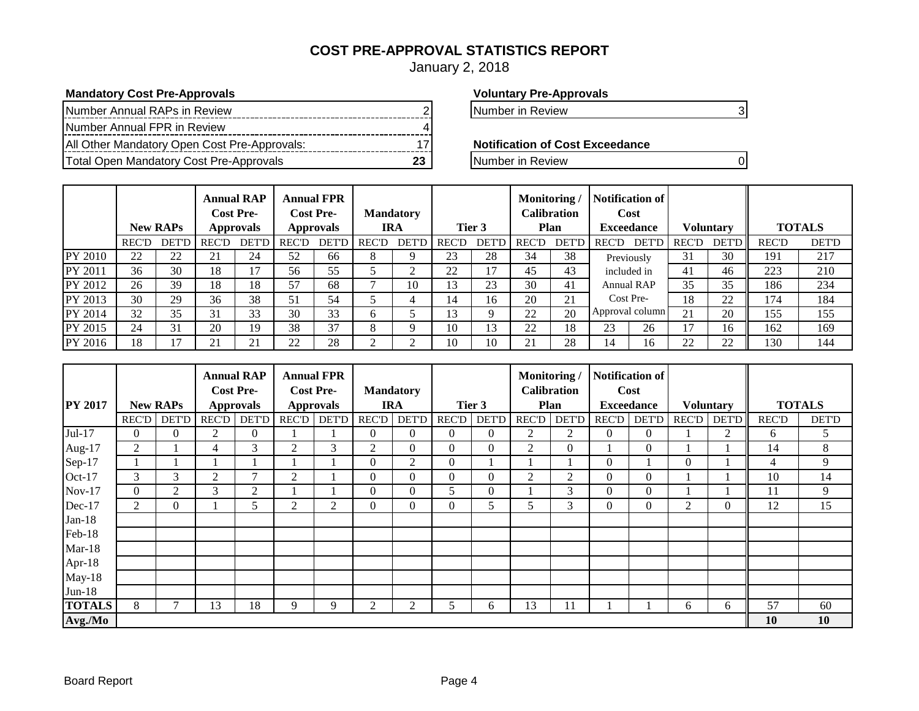# COST PRE-APPROVAL STATISTICS REPORT

January 2, 2018

**Mandatory Cost Pre-Approvals**

| | |
|---|---|
| Number Annual RAPs in Review | 2 |
| Number Annual FPR in Review | 4 |
| All Other Mandatory Open Cost Pre-Approvals: | 17 |
| Total Open Mandatory Cost Pre-Approvals | **23** |

**Voluntary Pre-Approvals**

| | |
|---|---|
| Number in Review | 3 |

**Notification of Cost Exceedance**

| | |
|---|---|
| Number in Review | 0 |

| | New RAPs | | Annual RAP Cost Pre-Approvals | | Annual FPR Cost Pre-Approvals | | Mandatory IRA | | Tier 3 | | Monitoring / Calibration Plan | | Notification of Cost Exceedance | | Voluntary | | TOTALS | |
|---|---|---|---|---|---|---|---|---|---|---|---|---|---|---|---|---|---|---|
| | REC'D | DET'D | REC'D | DET'D | REC'D | DET'D | REC'D | DET'D | REC'D | DET'D | REC'D | DET'D | REC'D | DET'D | REC'D | DET'D | REC'D | DET'D |
| PY 2010 | 22 | 22 | 21 | 24 | 52 | 66 | 8 | 9 | 23 | 28 | 34 | 38 | Previously included in Annual RAP Cost Pre-Approval column | | 31 | 30 | 191 | 217 |
| PY 2011 | 36 | 30 | 18 | 17 | 56 | 55 | 5 | 2 | 22 | 17 | 45 | 43 | | | 41 | 46 | 223 | 210 |
| PY 2012 | 26 | 39 | 18 | 18 | 57 | 68 | 7 | 10 | 13 | 23 | 30 | 41 | | | 35 | 35 | 186 | 234 |
| PY 2013 | 30 | 29 | 36 | 38 | 51 | 54 | 5 | 4 | 14 | 16 | 20 | 21 | | | 18 | 22 | 174 | 184 |
| PY 2014 | 32 | 35 | 31 | 33 | 30 | 33 | 6 | 5 | 13 | 9 | 22 | 20 | | | 21 | 20 | 155 | 155 |
| PY 2015 | 24 | 31 | 20 | 19 | 38 | 37 | 8 | 9 | 10 | 13 | 22 | 18 | 23 | 26 | 17 | 16 | 162 | 169 |
| PY 2016 | 18 | 17 | 21 | 21 | 22 | 28 | 2 | 2 | 10 | 10 | 21 | 28 | 14 | 16 | 22 | 22 | 130 | 144 |

| PY 2017 | New RAPs | | Annual RAP Cost Pre-Approvals | | Annual FPR Cost Pre-Approvals | | Mandatory IRA | | Tier 3 | | Monitoring / Calibration Plan | | Notification of Cost Exceedance | | Voluntary | | TOTALS | |
|---|---|---|---|---|---|---|---|---|---|---|---|---|---|---|---|---|---|---|
| | REC'D | DET'D | REC'D | DET'D | REC'D | DET'D | REC'D | DET'D | REC'D | DET'D | REC'D | DET'D | REC'D | DET'D | REC'D | DET'D | REC'D | DET'D |
| Jul-17 | 0 | 0 | 2 | 0 | 1 | 1 | 0 | 0 | 0 | 0 | 2 | 2 | 0 | 0 | 1 | 2 | 6 | 5 |
| Aug-17 | 2 | 1 | 4 | 3 | 2 | 3 | 2 | 0 | 0 | 0 | 2 | 0 | 1 | 0 | 1 | 1 | 14 | 8 |
| Sep-17 | 1 | 1 | 1 | 1 | 1 | 1 | 0 | 2 | 0 | 1 | 1 | 1 | 0 | 1 | 0 | 1 | 4 | 9 |
| Oct-17 | 3 | 3 | 2 | 7 | 2 | 1 | 0 | 0 | 0 | 0 | 2 | 2 | 0 | 0 | 1 | 1 | 10 | 14 |
| Nov-17 | 0 | 2 | 3 | 2 | 1 | 1 | 0 | 0 | 5 | 0 | 1 | 3 | 0 | 0 | 1 | 1 | 11 | 9 |
| Dec-17 | 2 | 0 | 1 | 5 | 2 | 2 | 0 | 0 | 0 | 5 | 5 | 3 | 0 | 0 | 2 | 0 | 12 | 15 |
| Jan-18 | | | | | | | | | | | | | | | | | | |
| Feb-18 | | | | | | | | | | | | | | | | | | |
| Mar-18 | | | | | | | | | | | | | | | | | | |
| Apr-18 | | | | | | | | | | | | | | | | | | |
| May-18 | | | | | | | | | | | | | | | | | | |
| Jun-18 | | | | | | | | | | | | | | | | | | |
| **TOTALS** | 8 | 7 | 13 | 18 | 9 | 9 | 2 | 2 | 5 | 6 | 13 | 11 | 1 | 1 | 6 | 6 | 57 | 60 |
| **Avg./Mo** | | | | | | | | | | | | | | | | | **10** | **10** |

Board Report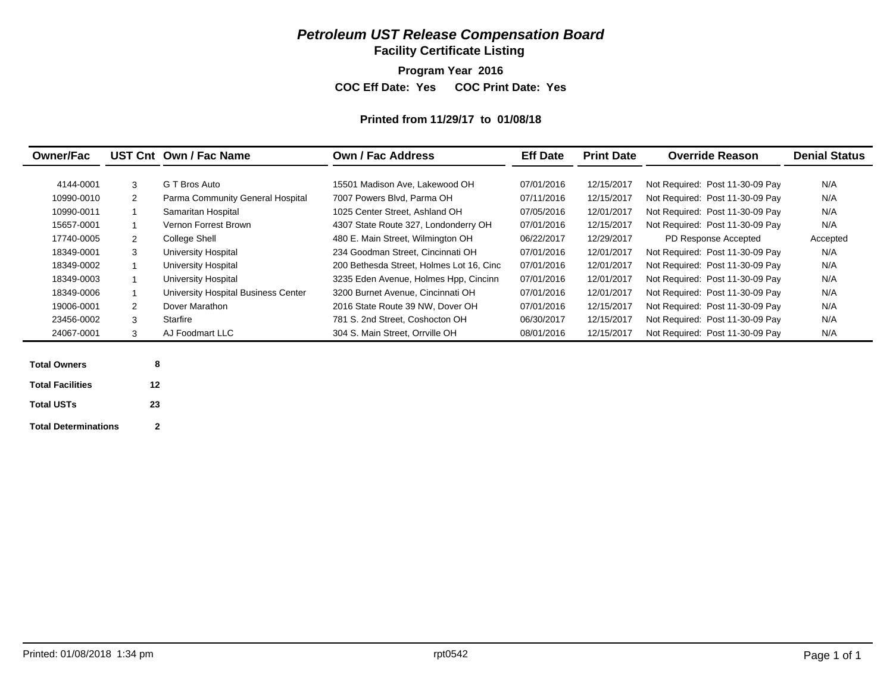# *Petroleum UST Release Compensation Board*

## Facility Certificate Listing

**Program Year 2016**

**COC Eff Date: Yes COC Print Date: Yes**

**Printed from 11/29/17 to 01/08/18**

| Owner/Fac | UST Cnt | Own / Fac Name | Own / Fac Address | Eff Date | Print Date | Override Reason | Denial Status |
|---|---|---|---|---|---|---|---|
| 4144-0001 | 3 | G T Bros Auto | 15501 Madison Ave, Lakewood OH | 07/01/2016 | 12/15/2017 | Not Required: Post 11-30-09 Pay | N/A |
| 10990-0010 | 2 | Parma Community General Hospital | 7007 Powers Blvd, Parma OH | 07/11/2016 | 12/15/2017 | Not Required: Post 11-30-09 Pay | N/A |
| 10990-0011 | 1 | Samaritan Hospital | 1025 Center Street, Ashland OH | 07/05/2016 | 12/01/2017 | Not Required: Post 11-30-09 Pay | N/A |
| 15657-0001 | 1 | Vernon Forrest Brown | 4307 State Route 327, Londonderry OH | 07/01/2016 | 12/15/2017 | Not Required: Post 11-30-09 Pay | N/A |
| 17740-0005 | 2 | College Shell | 480 E. Main Street, Wilmington OH | 06/22/2017 | 12/29/2017 | PD Response Accepted | Accepted |
| 18349-0001 | 3 | University Hospital | 234 Goodman Street, Cincinnati OH | 07/01/2016 | 12/01/2017 | Not Required: Post 11-30-09 Pay | N/A |
| 18349-0002 | 1 | University Hospital | 200 Bethesda Street, Holmes Lot 16, Cinc | 07/01/2016 | 12/01/2017 | Not Required: Post 11-30-09 Pay | N/A |
| 18349-0003 | 1 | University Hospital | 3235 Eden Avenue, Holmes Hpp, Cincinn | 07/01/2016 | 12/01/2017 | Not Required: Post 11-30-09 Pay | N/A |
| 18349-0006 | 1 | University Hospital Business Center | 3200 Burnet Avenue, Cincinnati OH | 07/01/2016 | 12/01/2017 | Not Required: Post 11-30-09 Pay | N/A |
| 19006-0001 | 2 | Dover Marathon | 2016 State Route 39 NW, Dover OH | 07/01/2016 | 12/15/2017 | Not Required: Post 11-30-09 Pay | N/A |
| 23456-0002 | 3 | Starfire | 781 S. 2nd Street, Coshocton OH | 06/30/2017 | 12/15/2017 | Not Required: Post 11-30-09 Pay | N/A |
| 24067-0001 | 3 | AJ Foodmart LLC | 304 S. Main Street, Orrville OH | 08/01/2016 | 12/15/2017 | Not Required: Post 11-30-09 Pay | N/A |

| | |
|---|---|
| **Total Owners** | **8** |
| **Total Facilities** | **12** |
| **Total USTs** | **23** |
| **Total Determinations** | **2** |

Printed: 01/08/2018 1:34 pm rpt0542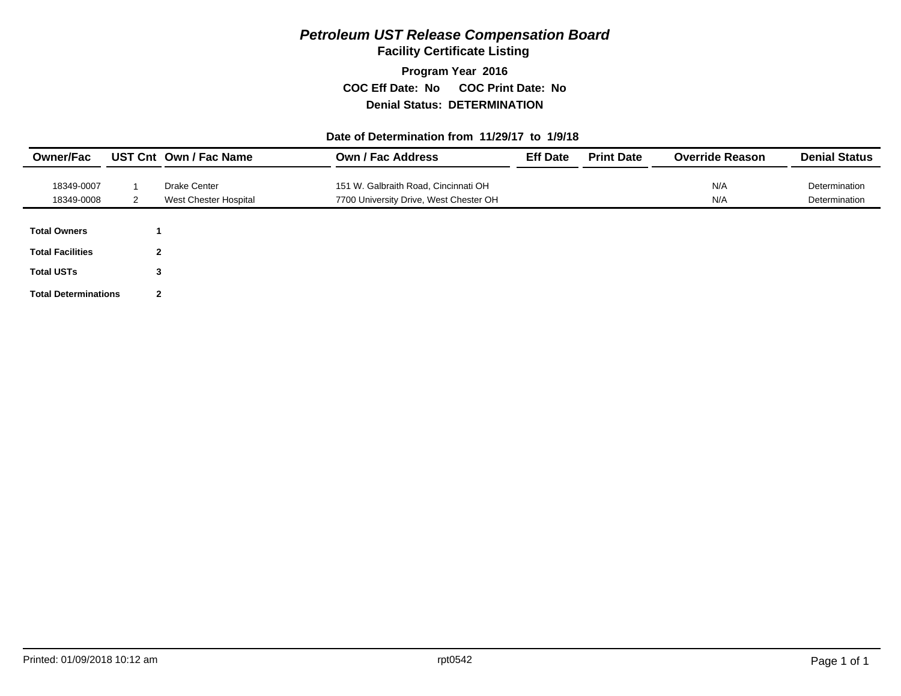# *Petroleum UST Release Compensation Board*

## Facility Certificate Listing

**Program Year 2016**

**COC Eff Date: No COC Print Date: No**

**Denial Status: DETERMINATION**

**Date of Determination from 11/29/17 to 1/9/18**

| Owner/Fac | UST Cnt | Own / Fac Name | Own / Fac Address | Eff Date | Print Date | Override Reason | Denial Status |
|---|---|---|---|---|---|---|---|
| 18349-0007 | 1 | Drake Center | 151 W. Galbraith Road, Cincinnati OH | | | N/A | Determination |
| 18349-0008 | 2 | West Chester Hospital | 7700 University Drive, West Chester OH | | | N/A | Determination |

| | |
|---|---|
| **Total Owners** | **1** |
| **Total Facilities** | **2** |
| **Total USTs** | **3** |
| **Total Determinations** | **2** |

Printed: 01/09/2018 10:12 am rpt0542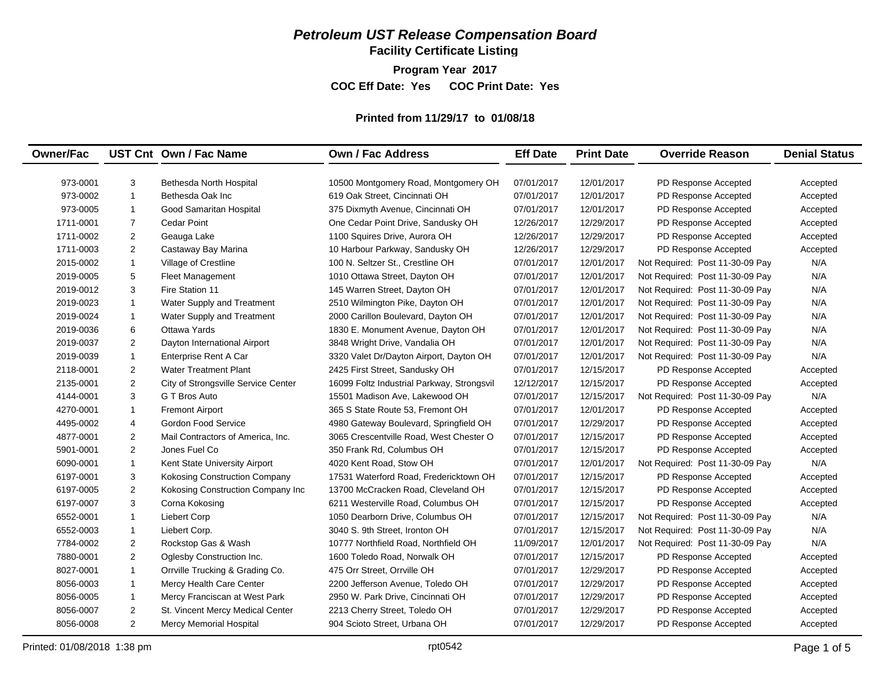# *Petroleum UST Release Compensation Board*

## Facility Certificate Listing

**Program Year 2017**

**COC Eff Date: Yes COC Print Date: Yes**

**Printed from 11/29/17 to 01/08/18**

| Owner/Fac | UST Cnt | Own / Fac Name | Own / Fac Address | Eff Date | Print Date | Override Reason | Denial Status |
|---|---|---|---|---|---|---|---|
| 973-0001 | 3 | Bethesda North Hospital | 10500 Montgomery Road, Montgomery OH | 07/01/2017 | 12/01/2017 | PD Response Accepted | Accepted |
| 973-0002 | 1 | Bethesda Oak Inc | 619 Oak Street, Cincinnati OH | 07/01/2017 | 12/01/2017 | PD Response Accepted | Accepted |
| 973-0005 | 1 | Good Samaritan Hospital | 375 Dixmyth Avenue, Cincinnati OH | 07/01/2017 | 12/01/2017 | PD Response Accepted | Accepted |
| 1711-0001 | 7 | Cedar Point | One Cedar Point Drive, Sandusky OH | 12/26/2017 | 12/29/2017 | PD Response Accepted | Accepted |
| 1711-0002 | 2 | Geauga Lake | 1100 Squires Drive, Aurora OH | 12/26/2017 | 12/29/2017 | PD Response Accepted | Accepted |
| 1711-0003 | 2 | Castaway Bay Marina | 10 Harbour Parkway, Sandusky OH | 12/26/2017 | 12/29/2017 | PD Response Accepted | Accepted |
| 2015-0002 | 1 | Village of Crestline | 100 N. Seltzer St., Crestline OH | 07/01/2017 | 12/01/2017 | Not Required: Post 11-30-09 Pay | N/A |
| 2019-0005 | 5 | Fleet Management | 1010 Ottawa Street, Dayton OH | 07/01/2017 | 12/01/2017 | Not Required: Post 11-30-09 Pay | N/A |
| 2019-0012 | 3 | Fire Station 11 | 145 Warren Street, Dayton OH | 07/01/2017 | 12/01/2017 | Not Required: Post 11-30-09 Pay | N/A |
| 2019-0023 | 1 | Water Supply and Treatment | 2510 Wilmington Pike, Dayton OH | 07/01/2017 | 12/01/2017 | Not Required: Post 11-30-09 Pay | N/A |
| 2019-0024 | 1 | Water Supply and Treatment | 2000 Carillon Boulevard, Dayton OH | 07/01/2017 | 12/01/2017 | Not Required: Post 11-30-09 Pay | N/A |
| 2019-0036 | 6 | Ottawa Yards | 1830 E. Monument Avenue, Dayton OH | 07/01/2017 | 12/01/2017 | Not Required: Post 11-30-09 Pay | N/A |
| 2019-0037 | 2 | Dayton International Airport | 3848 Wright Drive, Vandalia OH | 07/01/2017 | 12/01/2017 | Not Required: Post 11-30-09 Pay | N/A |
| 2019-0039 | 1 | Enterprise Rent A Car | 3320 Valet Dr/Dayton Airport, Dayton OH | 07/01/2017 | 12/01/2017 | Not Required: Post 11-30-09 Pay | N/A |
| 2118-0001 | 2 | Water Treatment Plant | 2425 First Street, Sandusky OH | 07/01/2017 | 12/15/2017 | PD Response Accepted | Accepted |
| 2135-0001 | 2 | City of Strongsville Service Center | 16099 Foltz Industrial Parkway, Strongsvil | 12/12/2017 | 12/15/2017 | PD Response Accepted | Accepted |
| 4144-0001 | 3 | G T Bros Auto | 15501 Madison Ave, Lakewood OH | 07/01/2017 | 12/15/2017 | Not Required: Post 11-30-09 Pay | N/A |
| 4270-0001 | 1 | Fremont Airport | 365 S State Route 53, Fremont OH | 07/01/2017 | 12/01/2017 | PD Response Accepted | Accepted |
| 4495-0002 | 4 | Gordon Food Service | 4980 Gateway Boulevard, Springfield OH | 07/01/2017 | 12/29/2017 | PD Response Accepted | Accepted |
| 4877-0001 | 2 | Mail Contractors of America, Inc. | 3065 Crescentville Road, West Chester O | 07/01/2017 | 12/15/2017 | PD Response Accepted | Accepted |
| 5901-0001 | 2 | Jones Fuel Co | 350 Frank Rd, Columbus OH | 07/01/2017 | 12/15/2017 | PD Response Accepted | Accepted |
| 6090-0001 | 1 | Kent State University Airport | 4020 Kent Road, Stow OH | 07/01/2017 | 12/01/2017 | Not Required: Post 11-30-09 Pay | N/A |
| 6197-0001 | 3 | Kokosing Construction Company | 17531 Waterford Road, Fredericktown OH | 07/01/2017 | 12/15/2017 | PD Response Accepted | Accepted |
| 6197-0005 | 2 | Kokosing Construction Company Inc | 13700 McCracken Road, Cleveland OH | 07/01/2017 | 12/15/2017 | PD Response Accepted | Accepted |
| 6197-0007 | 3 | Corna Kokosing | 6211 Westerville Road, Columbus OH | 07/01/2017 | 12/15/2017 | PD Response Accepted | Accepted |
| 6552-0001 | 1 | Liebert Corp | 1050 Dearborn Drive, Columbus OH | 07/01/2017 | 12/15/2017 | Not Required: Post 11-30-09 Pay | N/A |
| 6552-0003 | 1 | Liebert Corp. | 3040 S. 9th Street, Ironton OH | 07/01/2017 | 12/15/2017 | Not Required: Post 11-30-09 Pay | N/A |
| 7784-0002 | 2 | Rockstop Gas & Wash | 10777 Northfield Road, Northfield OH | 11/09/2017 | 12/01/2017 | Not Required: Post 11-30-09 Pay | N/A |
| 7880-0001 | 2 | Oglesby Construction Inc. | 1600 Toledo Road, Norwalk OH | 07/01/2017 | 12/15/2017 | PD Response Accepted | Accepted |
| 8027-0001 | 1 | Orrville Trucking & Grading Co. | 475 Orr Street, Orrville OH | 07/01/2017 | 12/29/2017 | PD Response Accepted | Accepted |
| 8056-0003 | 1 | Mercy Health Care Center | 2200 Jefferson Avenue, Toledo OH | 07/01/2017 | 12/29/2017 | PD Response Accepted | Accepted |
| 8056-0005 | 1 | Mercy Franciscan at West Park | 2950 W. Park Drive, Cincinnati OH | 07/01/2017 | 12/29/2017 | PD Response Accepted | Accepted |
| 8056-0007 | 2 | St. Vincent Mercy Medical Center | 2213 Cherry Street, Toledo OH | 07/01/2017 | 12/29/2017 | PD Response Accepted | Accepted |
| 8056-0008 | 2 | Mercy Memorial Hospital | 904 Scioto Street, Urbana OH | 07/01/2017 | 12/29/2017 | PD Response Accepted | Accepted |

Printed: 01/08/2018 1:38 pm rpt0542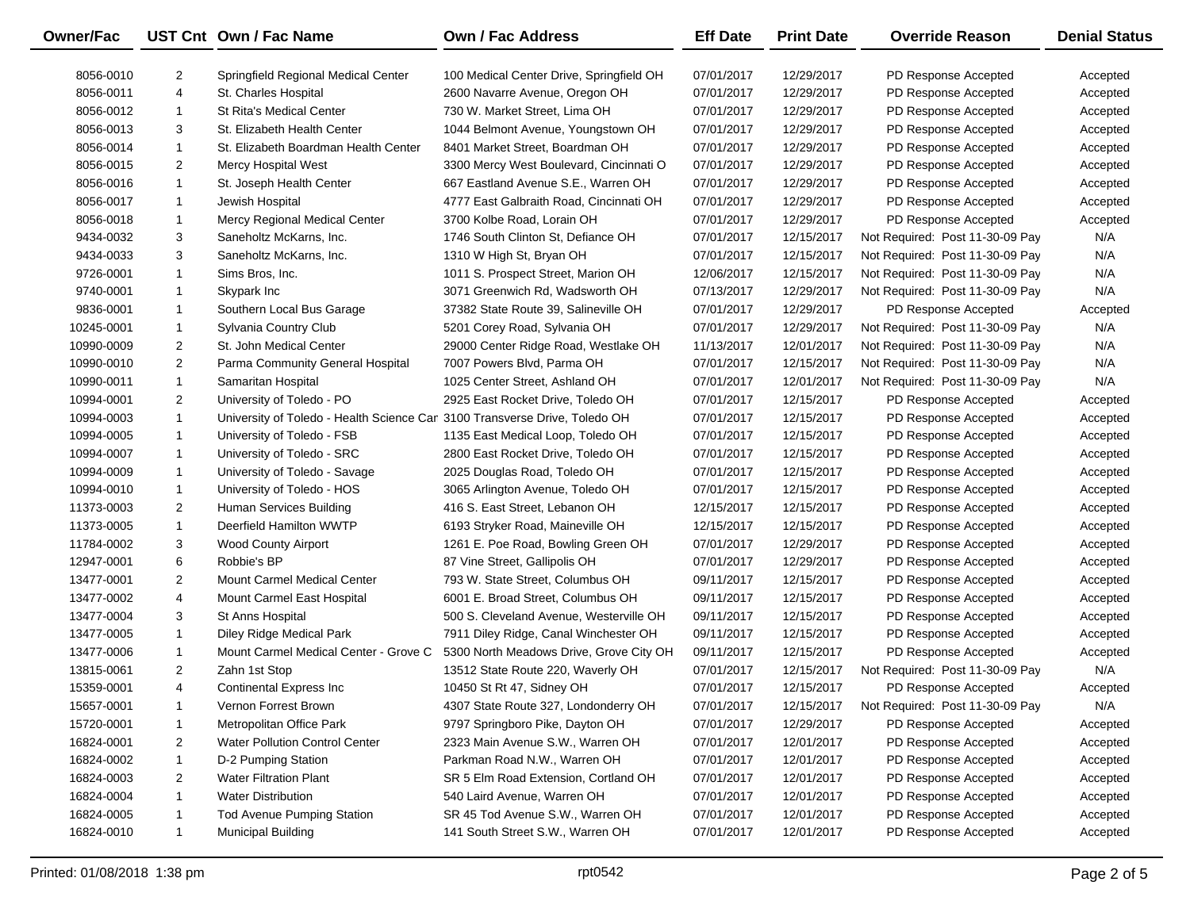| Owner/Fac | UST Cnt | Own / Fac Name | Own / Fac Address | Eff Date | Print Date | Override Reason | Denial Status |
|---|---|---|---|---|---|---|---|
| 8056-0010 | 2 | Springfield Regional Medical Center | 100 Medical Center Drive, Springfield OH | 07/01/2017 | 12/29/2017 | PD Response Accepted | Accepted |
| 8056-0011 | 4 | St. Charles Hospital | 2600 Navarre Avenue, Oregon OH | 07/01/2017 | 12/29/2017 | PD Response Accepted | Accepted |
| 8056-0012 | 1 | St Rita's Medical Center | 730 W. Market Street, Lima OH | 07/01/2017 | 12/29/2017 | PD Response Accepted | Accepted |
| 8056-0013 | 3 | St. Elizabeth Health Center | 1044 Belmont Avenue, Youngstown OH | 07/01/2017 | 12/29/2017 | PD Response Accepted | Accepted |
| 8056-0014 | 1 | St. Elizabeth Boardman Health Center | 8401 Market Street, Boardman OH | 07/01/2017 | 12/29/2017 | PD Response Accepted | Accepted |
| 8056-0015 | 2 | Mercy Hospital West | 3300 Mercy West Boulevard, Cincinnati O | 07/01/2017 | 12/29/2017 | PD Response Accepted | Accepted |
| 8056-0016 | 1 | St. Joseph Health Center | 667 Eastland Avenue S.E., Warren OH | 07/01/2017 | 12/29/2017 | PD Response Accepted | Accepted |
| 8056-0017 | 1 | Jewish Hospital | 4777 East Galbraith Road, Cincinnati OH | 07/01/2017 | 12/29/2017 | PD Response Accepted | Accepted |
| 8056-0018 | 1 | Mercy Regional Medical Center | 3700 Kolbe Road, Lorain OH | 07/01/2017 | 12/29/2017 | PD Response Accepted | Accepted |
| 9434-0032 | 3 | Saneholtz McKarns, Inc. | 1746 South Clinton St, Defiance OH | 07/01/2017 | 12/15/2017 | Not Required: Post 11-30-09 Pay | N/A |
| 9434-0033 | 3 | Saneholtz McKarns, Inc. | 1310 W High St, Bryan OH | 07/01/2017 | 12/15/2017 | Not Required: Post 11-30-09 Pay | N/A |
| 9726-0001 | 1 | Sims Bros, Inc. | 1011 S. Prospect Street, Marion OH | 12/06/2017 | 12/15/2017 | Not Required: Post 11-30-09 Pay | N/A |
| 9740-0001 | 1 | Skypark Inc | 3071 Greenwich Rd, Wadsworth OH | 07/13/2017 | 12/29/2017 | Not Required: Post 11-30-09 Pay | N/A |
| 9836-0001 | 1 | Southern Local Bus Garage | 37382 State Route 39, Salineville OH | 07/01/2017 | 12/29/2017 | PD Response Accepted | Accepted |
| 10245-0001 | 1 | Sylvania Country Club | 5201 Corey Road, Sylvania OH | 07/01/2017 | 12/29/2017 | Not Required: Post 11-30-09 Pay | N/A |
| 10990-0009 | 2 | St. John Medical Center | 29000 Center Ridge Road, Westlake OH | 11/13/2017 | 12/01/2017 | Not Required: Post 11-30-09 Pay | N/A |
| 10990-0010 | 2 | Parma Community General Hospital | 7007 Powers Blvd, Parma OH | 07/01/2017 | 12/15/2017 | Not Required: Post 11-30-09 Pay | N/A |
| 10990-0011 | 1 | Samaritan Hospital | 1025 Center Street, Ashland OH | 07/01/2017 | 12/01/2017 | Not Required: Post 11-30-09 Pay | N/A |
| 10994-0001 | 2 | University of Toledo - PO | 2925 East Rocket Drive, Toledo OH | 07/01/2017 | 12/15/2017 | PD Response Accepted | Accepted |
| 10994-0003 | 1 | University of Toledo - Health Science Car | 3100 Transverse Drive, Toledo OH | 07/01/2017 | 12/15/2017 | PD Response Accepted | Accepted |
| 10994-0005 | 1 | University of Toledo - FSB | 1135 East Medical Loop, Toledo OH | 07/01/2017 | 12/15/2017 | PD Response Accepted | Accepted |
| 10994-0007 | 1 | University of Toledo - SRC | 2800 East Rocket Drive, Toledo OH | 07/01/2017 | 12/15/2017 | PD Response Accepted | Accepted |
| 10994-0009 | 1 | University of Toledo - Savage | 2025 Douglas Road, Toledo OH | 07/01/2017 | 12/15/2017 | PD Response Accepted | Accepted |
| 10994-0010 | 1 | University of Toledo - HOS | 3065 Arlington Avenue, Toledo OH | 07/01/2017 | 12/15/2017 | PD Response Accepted | Accepted |
| 11373-0003 | 2 | Human Services Building | 416 S. East Street, Lebanon OH | 12/15/2017 | 12/15/2017 | PD Response Accepted | Accepted |
| 11373-0005 | 1 | Deerfield Hamilton WWTP | 6193 Stryker Road, Maineville OH | 12/15/2017 | 12/15/2017 | PD Response Accepted | Accepted |
| 11784-0002 | 3 | Wood County Airport | 1261 E. Poe Road, Bowling Green OH | 07/01/2017 | 12/29/2017 | PD Response Accepted | Accepted |
| 12947-0001 | 6 | Robbie's BP | 87 Vine Street, Gallipolis OH | 07/01/2017 | 12/29/2017 | PD Response Accepted | Accepted |
| 13477-0001 | 2 | Mount Carmel Medical Center | 793 W. State Street, Columbus OH | 09/11/2017 | 12/15/2017 | PD Response Accepted | Accepted |
| 13477-0002 | 4 | Mount Carmel East Hospital | 6001 E. Broad Street, Columbus OH | 09/11/2017 | 12/15/2017 | PD Response Accepted | Accepted |
| 13477-0004 | 3 | St Anns Hospital | 500 S. Cleveland Avenue, Westerville OH | 09/11/2017 | 12/15/2017 | PD Response Accepted | Accepted |
| 13477-0005 | 1 | Diley Ridge Medical Park | 7911 Diley Ridge, Canal Winchester OH | 09/11/2017 | 12/15/2017 | PD Response Accepted | Accepted |
| 13477-0006 | 1 | Mount Carmel Medical Center - Grove C | 5300 North Meadows Drive, Grove City OH | 09/11/2017 | 12/15/2017 | PD Response Accepted | Accepted |
| 13815-0061 | 2 | Zahn 1st Stop | 13512 State Route 220, Waverly OH | 07/01/2017 | 12/15/2017 | Not Required: Post 11-30-09 Pay | N/A |
| 15359-0001 | 4 | Continental Express Inc | 10450 St Rt 47, Sidney OH | 07/01/2017 | 12/15/2017 | PD Response Accepted | Accepted |
| 15657-0001 | 1 | Vernon Forrest Brown | 4307 State Route 327, Londonderry OH | 07/01/2017 | 12/15/2017 | Not Required: Post 11-30-09 Pay | N/A |
| 15720-0001 | 1 | Metropolitan Office Park | 9797 Springboro Pike, Dayton OH | 07/01/2017 | 12/29/2017 | PD Response Accepted | Accepted |
| 16824-0001 | 2 | Water Pollution Control Center | 2323 Main Avenue S.W., Warren OH | 07/01/2017 | 12/01/2017 | PD Response Accepted | Accepted |
| 16824-0002 | 1 | D-2 Pumping Station | Parkman Road N.W., Warren OH | 07/01/2017 | 12/01/2017 | PD Response Accepted | Accepted |
| 16824-0003 | 2 | Water Filtration Plant | SR 5 Elm Road Extension, Cortland OH | 07/01/2017 | 12/01/2017 | PD Response Accepted | Accepted |
| 16824-0004 | 1 | Water Distribution | 540 Laird Avenue, Warren OH | 07/01/2017 | 12/01/2017 | PD Response Accepted | Accepted |
| 16824-0005 | 1 | Tod Avenue Pumping Station | SR 45 Tod Avenue S.W., Warren OH | 07/01/2017 | 12/01/2017 | PD Response Accepted | Accepted |
| 16824-0010 | 1 | Municipal Building | 141 South Street S.W., Warren OH | 07/01/2017 | 12/01/2017 | PD Response Accepted | Accepted |

Printed: 01/08/2018 1:38 pm rpt0542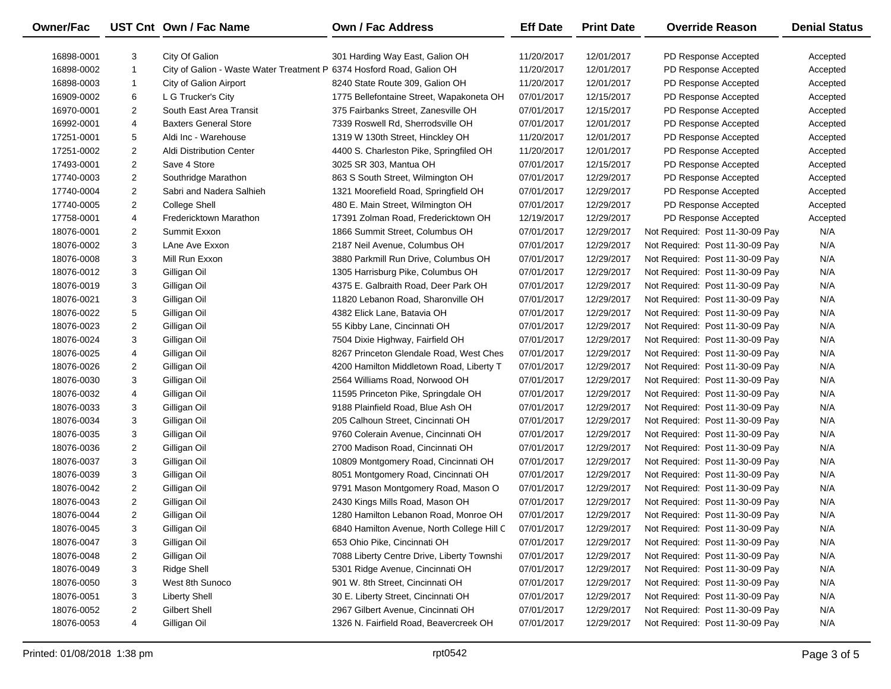| Owner/Fac | UST Cnt | Own / Fac Name | Own / Fac Address | Eff Date | Print Date | Override Reason | Denial Status |
|---|---|---|---|---|---|---|---|
| 16898-0001 | 3 | City Of Galion | 301 Harding Way East, Galion OH | 11/20/2017 | 12/01/2017 | PD Response Accepted | Accepted |
| 16898-0002 | 1 | City of Galion - Waste Water Treatment P | 6374 Hosford Road, Galion OH | 11/20/2017 | 12/01/2017 | PD Response Accepted | Accepted |
| 16898-0003 | 1 | City of Galion Airport | 8240 State Route 309, Galion OH | 11/20/2017 | 12/01/2017 | PD Response Accepted | Accepted |
| 16909-0002 | 6 | L G Trucker's City | 1775 Bellefontaine Street, Wapakoneta OH | 07/01/2017 | 12/15/2017 | PD Response Accepted | Accepted |
| 16970-0001 | 2 | South East Area Transit | 375 Fairbanks Street, Zanesville OH | 07/01/2017 | 12/15/2017 | PD Response Accepted | Accepted |
| 16992-0001 | 4 | Baxters General Store | 7339 Roswell Rd, Sherrodsville OH | 07/01/2017 | 12/01/2017 | PD Response Accepted | Accepted |
| 17251-0001 | 5 | Aldi Inc - Warehouse | 1319 W 130th Street, Hinckley OH | 11/20/2017 | 12/01/2017 | PD Response Accepted | Accepted |
| 17251-0002 | 2 | Aldi Distribution Center | 4400 S. Charleston Pike, Springfiled OH | 11/20/2017 | 12/01/2017 | PD Response Accepted | Accepted |
| 17493-0001 | 2 | Save 4 Store | 3025 SR 303, Mantua OH | 07/01/2017 | 12/15/2017 | PD Response Accepted | Accepted |
| 17740-0003 | 2 | Southridge Marathon | 863 S South Street, Wilmington OH | 07/01/2017 | 12/29/2017 | PD Response Accepted | Accepted |
| 17740-0004 | 2 | Sabri and Nadera Salhieh | 1321 Moorefield Road, Springfield OH | 07/01/2017 | 12/29/2017 | PD Response Accepted | Accepted |
| 17740-0005 | 2 | College Shell | 480 E. Main Street, Wilmington OH | 07/01/2017 | 12/29/2017 | PD Response Accepted | Accepted |
| 17758-0001 | 4 | Fredericktown Marathon | 17391 Zolman Road, Fredericktown OH | 12/19/2017 | 12/29/2017 | PD Response Accepted | Accepted |
| 18076-0001 | 2 | Summit Exxon | 1866 Summit Street, Columbus OH | 07/01/2017 | 12/29/2017 | Not Required: Post 11-30-09 Pay | N/A |
| 18076-0002 | 3 | LAne Ave Exxon | 2187 Neil Avenue, Columbus OH | 07/01/2017 | 12/29/2017 | Not Required: Post 11-30-09 Pay | N/A |
| 18076-0008 | 3 | Mill Run Exxon | 3880 Parkmill Run Drive, Columbus OH | 07/01/2017 | 12/29/2017 | Not Required: Post 11-30-09 Pay | N/A |
| 18076-0012 | 3 | Gilligan Oil | 1305 Harrisburg Pike, Columbus OH | 07/01/2017 | 12/29/2017 | Not Required: Post 11-30-09 Pay | N/A |
| 18076-0019 | 3 | Gilligan Oil | 4375 E. Galbraith Road, Deer Park OH | 07/01/2017 | 12/29/2017 | Not Required: Post 11-30-09 Pay | N/A |
| 18076-0021 | 3 | Gilligan Oil | 11820 Lebanon Road, Sharonville OH | 07/01/2017 | 12/29/2017 | Not Required: Post 11-30-09 Pay | N/A |
| 18076-0022 | 5 | Gilligan Oil | 4382 Elick Lane, Batavia OH | 07/01/2017 | 12/29/2017 | Not Required: Post 11-30-09 Pay | N/A |
| 18076-0023 | 2 | Gilligan Oil | 55 Kibby Lane, Cincinnati OH | 07/01/2017 | 12/29/2017 | Not Required: Post 11-30-09 Pay | N/A |
| 18076-0024 | 3 | Gilligan Oil | 7504 Dixie Highway, Fairfield OH | 07/01/2017 | 12/29/2017 | Not Required: Post 11-30-09 Pay | N/A |
| 18076-0025 | 4 | Gilligan Oil | 8267 Princeton Glendale Road, West Ches | 07/01/2017 | 12/29/2017 | Not Required: Post 11-30-09 Pay | N/A |
| 18076-0026 | 2 | Gilligan Oil | 4200 Hamilton Middletown Road, Liberty T | 07/01/2017 | 12/29/2017 | Not Required: Post 11-30-09 Pay | N/A |
| 18076-0030 | 3 | Gilligan Oil | 2564 Williams Road, Norwood OH | 07/01/2017 | 12/29/2017 | Not Required: Post 11-30-09 Pay | N/A |
| 18076-0032 | 4 | Gilligan Oil | 11595 Princeton Pike, Springdale OH | 07/01/2017 | 12/29/2017 | Not Required: Post 11-30-09 Pay | N/A |
| 18076-0033 | 3 | Gilligan Oil | 9188 Plainfield Road, Blue Ash OH | 07/01/2017 | 12/29/2017 | Not Required: Post 11-30-09 Pay | N/A |
| 18076-0034 | 3 | Gilligan Oil | 205 Calhoun Street, Cincinnati OH | 07/01/2017 | 12/29/2017 | Not Required: Post 11-30-09 Pay | N/A |
| 18076-0035 | 3 | Gilligan Oil | 9760 Colerain Avenue, Cincinnati OH | 07/01/2017 | 12/29/2017 | Not Required: Post 11-30-09 Pay | N/A |
| 18076-0036 | 2 | Gilligan Oil | 2700 Madison Road, Cincinnati OH | 07/01/2017 | 12/29/2017 | Not Required: Post 11-30-09 Pay | N/A |
| 18076-0037 | 3 | Gilligan Oil | 10809 Montgomery Road, Cincinnati OH | 07/01/2017 | 12/29/2017 | Not Required: Post 11-30-09 Pay | N/A |
| 18076-0039 | 3 | Gilligan Oil | 8051 Montgomery Road, Cincinnati OH | 07/01/2017 | 12/29/2017 | Not Required: Post 11-30-09 Pay | N/A |
| 18076-0042 | 2 | Gilligan Oil | 9791 Mason Montgomery Road, Mason O | 07/01/2017 | 12/29/2017 | Not Required: Post 11-30-09 Pay | N/A |
| 18076-0043 | 2 | Gilligan Oil | 2430 Kings Mills Road, Mason OH | 07/01/2017 | 12/29/2017 | Not Required: Post 11-30-09 Pay | N/A |
| 18076-0044 | 2 | Gilligan Oil | 1280 Hamilton Lebanon Road, Monroe OH | 07/01/2017 | 12/29/2017 | Not Required: Post 11-30-09 Pay | N/A |
| 18076-0045 | 3 | Gilligan Oil | 6840 Hamilton Avenue, North College Hill C | 07/01/2017 | 12/29/2017 | Not Required: Post 11-30-09 Pay | N/A |
| 18076-0047 | 3 | Gilligan Oil | 653 Ohio Pike, Cincinnati OH | 07/01/2017 | 12/29/2017 | Not Required: Post 11-30-09 Pay | N/A |
| 18076-0048 | 2 | Gilligan Oil | 7088 Liberty Centre Drive, Liberty Townshi | 07/01/2017 | 12/29/2017 | Not Required: Post 11-30-09 Pay | N/A |
| 18076-0049 | 3 | Ridge Shell | 5301 Ridge Avenue, Cincinnati OH | 07/01/2017 | 12/29/2017 | Not Required: Post 11-30-09 Pay | N/A |
| 18076-0050 | 3 | West 8th Sunoco | 901 W. 8th Street, Cincinnati OH | 07/01/2017 | 12/29/2017 | Not Required: Post 11-30-09 Pay | N/A |
| 18076-0051 | 3 | Liberty Shell | 30 E. Liberty Street, Cincinnati OH | 07/01/2017 | 12/29/2017 | Not Required: Post 11-30-09 Pay | N/A |
| 18076-0052 | 2 | Gilbert Shell | 2967 Gilbert Avenue, Cincinnati OH | 07/01/2017 | 12/29/2017 | Not Required: Post 11-30-09 Pay | N/A |
| 18076-0053 | 4 | Gilligan Oil | 1326 N. Fairfield Road, Beavercreek OH | 07/01/2017 | 12/29/2017 | Not Required: Post 11-30-09 Pay | N/A |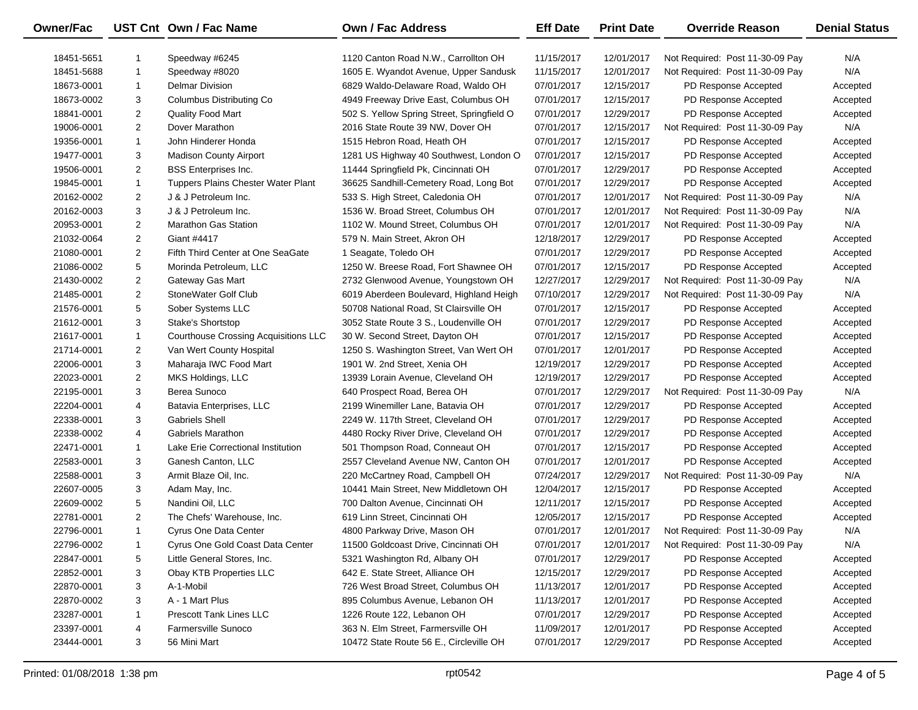| Owner/Fac | UST Cnt | Own / Fac Name | Own / Fac Address | Eff Date | Print Date | Override Reason | Denial Status |
|---|---|---|---|---|---|---|---|
| 18451-5651 | 1 | Speedway #6245 | 1120 Canton Road N.W., Carrollton OH | 11/15/2017 | 12/01/2017 | Not Required: Post 11-30-09 Pay | N/A |
| 18451-5688 | 1 | Speedway #8020 | 1605 E. Wyandot Avenue, Upper Sandusk | 11/15/2017 | 12/01/2017 | Not Required: Post 11-30-09 Pay | N/A |
| 18673-0001 | 1 | Delmar Division | 6829 Waldo-Delaware Road, Waldo OH | 07/01/2017 | 12/15/2017 | PD Response Accepted | Accepted |
| 18673-0002 | 3 | Columbus Distributing Co | 4949 Freeway Drive East, Columbus OH | 07/01/2017 | 12/15/2017 | PD Response Accepted | Accepted |
| 18841-0001 | 2 | Quality Food Mart | 502 S. Yellow Spring Street, Springfield O | 07/01/2017 | 12/29/2017 | PD Response Accepted | Accepted |
| 19006-0001 | 2 | Dover Marathon | 2016 State Route 39 NW, Dover OH | 07/01/2017 | 12/15/2017 | Not Required: Post 11-30-09 Pay | N/A |
| 19356-0001 | 1 | John Hinderer Honda | 1515 Hebron Road, Heath OH | 07/01/2017 | 12/15/2017 | PD Response Accepted | Accepted |
| 19477-0001 | 3 | Madison County Airport | 1281 US Highway 40 Southwest, London O | 07/01/2017 | 12/15/2017 | PD Response Accepted | Accepted |
| 19506-0001 | 2 | BSS Enterprises Inc. | 11444 Springfield Pk, Cincinnati OH | 07/01/2017 | 12/29/2017 | PD Response Accepted | Accepted |
| 19845-0001 | 1 | Tuppers Plains Chester Water Plant | 36625 Sandhill-Cemetery Road, Long Bot | 07/01/2017 | 12/29/2017 | PD Response Accepted | Accepted |
| 20162-0002 | 2 | J & J Petroleum Inc. | 533 S. High Street, Caledonia OH | 07/01/2017 | 12/01/2017 | Not Required: Post 11-30-09 Pay | N/A |
| 20162-0003 | 3 | J & J Petroleum Inc. | 1536 W. Broad Street, Columbus OH | 07/01/2017 | 12/01/2017 | Not Required: Post 11-30-09 Pay | N/A |
| 20953-0001 | 2 | Marathon Gas Station | 1102 W. Mound Street, Columbus OH | 07/01/2017 | 12/01/2017 | Not Required: Post 11-30-09 Pay | N/A |
| 21032-0064 | 2 | Giant #4417 | 579 N. Main Street, Akron OH | 12/18/2017 | 12/29/2017 | PD Response Accepted | Accepted |
| 21080-0001 | 2 | Fifth Third Center at One SeaGate | 1 Seagate, Toledo OH | 07/01/2017 | 12/29/2017 | PD Response Accepted | Accepted |
| 21086-0002 | 5 | Morinda Petroleum, LLC | 1250 W. Breese Road, Fort Shawnee OH | 07/01/2017 | 12/15/2017 | PD Response Accepted | Accepted |
| 21430-0002 | 2 | Gateway Gas Mart | 2732 Glenwood Avenue, Youngstown OH | 12/27/2017 | 12/29/2017 | Not Required: Post 11-30-09 Pay | N/A |
| 21485-0001 | 2 | StoneWater Golf Club | 6019 Aberdeen Boulevard, Highland Heigh | 07/10/2017 | 12/29/2017 | Not Required: Post 11-30-09 Pay | N/A |
| 21576-0001 | 5 | Sober Systems LLC | 50708 National Road, St Clairsville OH | 07/01/2017 | 12/15/2017 | PD Response Accepted | Accepted |
| 21612-0001 | 3 | Stake's Shortstop | 3052 State Route 3 S., Loudenville OH | 07/01/2017 | 12/29/2017 | PD Response Accepted | Accepted |
| 21617-0001 | 1 | Courthouse Crossing Acquisitions LLC | 30 W. Second Street, Dayton OH | 07/01/2017 | 12/15/2017 | PD Response Accepted | Accepted |
| 21714-0001 | 2 | Van Wert County Hospital | 1250 S. Washington Street, Van Wert OH | 07/01/2017 | 12/01/2017 | PD Response Accepted | Accepted |
| 22006-0001 | 3 | Maharaja IWC Food Mart | 1901 W. 2nd Street, Xenia OH | 12/19/2017 | 12/29/2017 | PD Response Accepted | Accepted |
| 22023-0001 | 2 | MKS Holdings, LLC | 13939 Lorain Avenue, Cleveland OH | 12/19/2017 | 12/29/2017 | PD Response Accepted | Accepted |
| 22195-0001 | 3 | Berea Sunoco | 640 Prospect Road, Berea OH | 07/01/2017 | 12/29/2017 | Not Required: Post 11-30-09 Pay | N/A |
| 22204-0001 | 4 | Batavia Enterprises, LLC | 2199 Winemiller Lane, Batavia OH | 07/01/2017 | 12/29/2017 | PD Response Accepted | Accepted |
| 22338-0001 | 3 | Gabriels Shell | 2249 W. 117th Street, Cleveland OH | 07/01/2017 | 12/29/2017 | PD Response Accepted | Accepted |
| 22338-0002 | 4 | Gabriels Marathon | 4480 Rocky River Drive, Cleveland OH | 07/01/2017 | 12/29/2017 | PD Response Accepted | Accepted |
| 22471-0001 | 1 | Lake Erie Correctional Institution | 501 Thompson Road, Conneaut OH | 07/01/2017 | 12/15/2017 | PD Response Accepted | Accepted |
| 22583-0001 | 3 | Ganesh Canton, LLC | 2557 Cleveland Avenue NW, Canton OH | 07/01/2017 | 12/01/2017 | PD Response Accepted | Accepted |
| 22588-0001 | 3 | Armit Blaze Oil, Inc. | 220 McCartney Road, Campbell OH | 07/24/2017 | 12/29/2017 | Not Required: Post 11-30-09 Pay | N/A |
| 22607-0005 | 3 | Adam May, Inc. | 10441 Main Street, New Middletown OH | 12/04/2017 | 12/15/2017 | PD Response Accepted | Accepted |
| 22609-0002 | 5 | Nandini Oil, LLC | 700 Dalton Avenue, Cincinnati OH | 12/11/2017 | 12/15/2017 | PD Response Accepted | Accepted |
| 22781-0001 | 2 | The Chefs' Warehouse, Inc. | 619 Linn Street, Cincinnati OH | 12/05/2017 | 12/15/2017 | PD Response Accepted | Accepted |
| 22796-0001 | 1 | Cyrus One Data Center | 4800 Parkway Drive, Mason OH | 07/01/2017 | 12/01/2017 | Not Required: Post 11-30-09 Pay | N/A |
| 22796-0002 | 1 | Cyrus One Gold Coast Data Center | 11500 Goldcoast Drive, Cincinnati OH | 07/01/2017 | 12/01/2017 | Not Required: Post 11-30-09 Pay | N/A |
| 22847-0001 | 5 | Little General Stores, Inc. | 5321 Washington Rd, Albany OH | 07/01/2017 | 12/29/2017 | PD Response Accepted | Accepted |
| 22852-0001 | 3 | Obay KTB Properties LLC | 642 E. State Street, Alliance OH | 12/15/2017 | 12/29/2017 | PD Response Accepted | Accepted |
| 22870-0001 | 3 | A-1-Mobil | 726 West Broad Street, Columbus OH | 11/13/2017 | 12/01/2017 | PD Response Accepted | Accepted |
| 22870-0002 | 3 | A - 1 Mart Plus | 895 Columbus Avenue, Lebanon OH | 11/13/2017 | 12/01/2017 | PD Response Accepted | Accepted |
| 23287-0001 | 1 | Prescott Tank Lines LLC | 1226 Route 122, Lebanon OH | 07/01/2017 | 12/29/2017 | PD Response Accepted | Accepted |
| 23397-0001 | 4 | Farmersville Sunoco | 363 N. Elm Street, Farmersville OH | 11/09/2017 | 12/01/2017 | PD Response Accepted | Accepted |
| 23444-0001 | 3 | 56 Mini Mart | 10472 State Route 56 E., Circleville OH | 07/01/2017 | 12/29/2017 | PD Response Accepted | Accepted |

Printed: 01/08/2018 1:38 pm rpt0542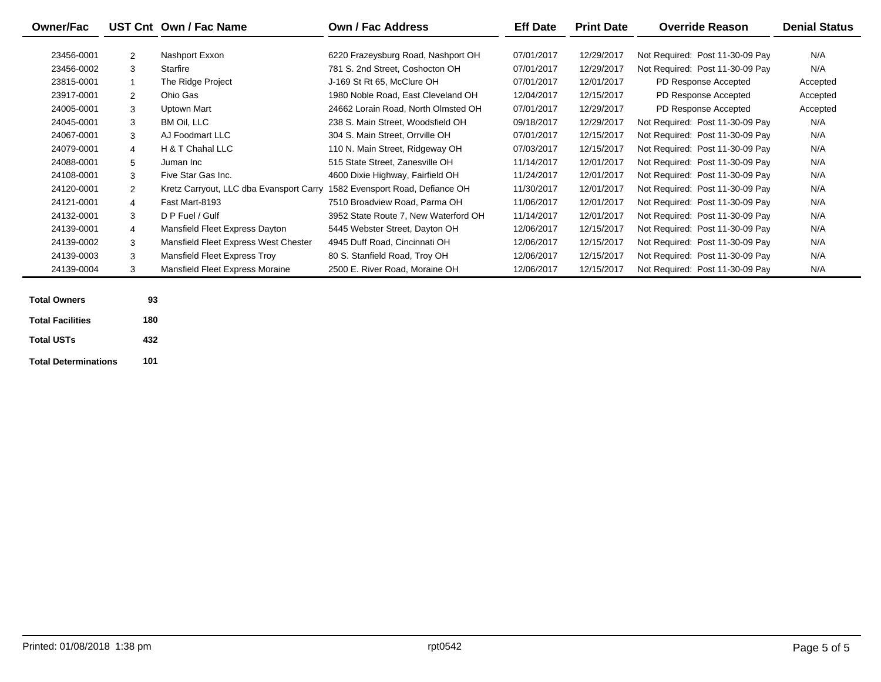| Owner/Fac | UST Cnt | Own / Fac Name | Own / Fac Address | Eff Date | Print Date | Override Reason | Denial Status |
|---|---|---|---|---|---|---|---|
| 23456-0001 | 2 | Nashport Exxon | 6220 Frazeysburg Road, Nashport OH | 07/01/2017 | 12/29/2017 | Not Required: Post 11-30-09 Pay | N/A |
| 23456-0002 | 3 | Starfire | 781 S. 2nd Street, Coshocton OH | 07/01/2017 | 12/29/2017 | Not Required: Post 11-30-09 Pay | N/A |
| 23815-0001 | 1 | The Ridge Project | J-169 St Rt 65, McClure OH | 07/01/2017 | 12/01/2017 | PD Response Accepted | Accepted |
| 23917-0001 | 2 | Ohio Gas | 1980 Noble Road, East Cleveland OH | 12/04/2017 | 12/15/2017 | PD Response Accepted | Accepted |
| 24005-0001 | 3 | Uptown Mart | 24662 Lorain Road, North Olmsted OH | 07/01/2017 | 12/29/2017 | PD Response Accepted | Accepted |
| 24045-0001 | 3 | BM Oil, LLC | 238 S. Main Street, Woodsfield OH | 09/18/2017 | 12/29/2017 | Not Required: Post 11-30-09 Pay | N/A |
| 24067-0001 | 3 | AJ Foodmart LLC | 304 S. Main Street, Orrville OH | 07/01/2017 | 12/15/2017 | Not Required: Post 11-30-09 Pay | N/A |
| 24079-0001 | 4 | H & T Chahal LLC | 110 N. Main Street, Ridgeway OH | 07/03/2017 | 12/15/2017 | Not Required: Post 11-30-09 Pay | N/A |
| 24088-0001 | 5 | Juman Inc | 515 State Street, Zanesville OH | 11/14/2017 | 12/01/2017 | Not Required: Post 11-30-09 Pay | N/A |
| 24108-0001 | 3 | Five Star Gas Inc. | 4600 Dixie Highway, Fairfield OH | 11/24/2017 | 12/01/2017 | Not Required: Post 11-30-09 Pay | N/A |
| 24120-0001 | 2 | Kretz Carryout, LLC dba Evansport Carry | 1582 Evensport Road, Defiance OH | 11/30/2017 | 12/01/2017 | Not Required: Post 11-30-09 Pay | N/A |
| 24121-0001 | 4 | Fast Mart-8193 | 7510 Broadview Road, Parma OH | 11/06/2017 | 12/01/2017 | Not Required: Post 11-30-09 Pay | N/A |
| 24132-0001 | 3 | D P Fuel / Gulf | 3952 State Route 7, New Waterford OH | 11/14/2017 | 12/01/2017 | Not Required: Post 11-30-09 Pay | N/A |
| 24139-0001 | 4 | Mansfield Fleet Express Dayton | 5445 Webster Street, Dayton OH | 12/06/2017 | 12/15/2017 | Not Required: Post 11-30-09 Pay | N/A |
| 24139-0002 | 3 | Mansfield Fleet Express West Chester | 4945 Duff Road, Cincinnati OH | 12/06/2017 | 12/15/2017 | Not Required: Post 11-30-09 Pay | N/A |
| 24139-0003 | 3 | Mansfield Fleet Express Troy | 80 S. Stanfield Road, Troy OH | 12/06/2017 | 12/15/2017 | Not Required: Post 11-30-09 Pay | N/A |
| 24139-0004 | 3 | Mansfield Fleet Express Moraine | 2500 E. River Road, Moraine OH | 12/06/2017 | 12/15/2017 | Not Required: Post 11-30-09 Pay | N/A |

| | |
|---|---|
| **Total Owners** | 93 |
| **Total Facilities** | 180 |
| **Total USTs** | 432 |
| **Total Determinations** | 101 |

Printed: 01/08/2018 1:38 pm rpt0542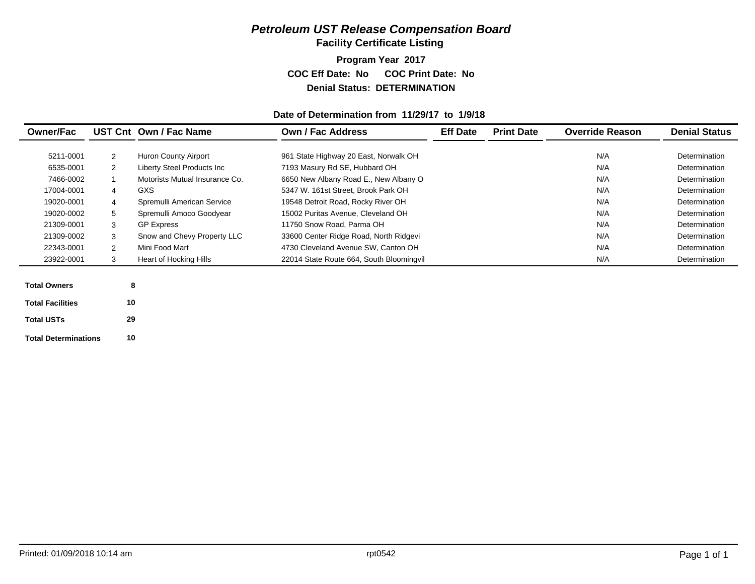# *Petroleum UST Release Compensation Board*

## Facility Certificate Listing

**Program Year 2017**

**COC Eff Date: No COC Print Date: No**

**Denial Status: DETERMINATION**

**Date of Determination from 11/29/17 to 1/9/18**

| Owner/Fac | UST Cnt | Own / Fac Name | Own / Fac Address | Eff Date | Print Date | Override Reason | Denial Status |
|---|---|---|---|---|---|---|---|
| 5211-0001 | 2 | Huron County Airport | 961 State Highway 20 East, Norwalk OH | | | N/A | Determination |
| 6535-0001 | 2 | Liberty Steel Products Inc | 7193 Masury Rd SE, Hubbard OH | | | N/A | Determination |
| 7466-0002 | 1 | Motorists Mutual Insurance Co. | 6650 New Albany Road E., New Albany O | | | N/A | Determination |
| 17004-0001 | 4 | GXS | 5347 W. 161st Street, Brook Park OH | | | N/A | Determination |
| 19020-0001 | 4 | Spremulli American Service | 19548 Detroit Road, Rocky River OH | | | N/A | Determination |
| 19020-0002 | 5 | Spremulli Amoco Goodyear | 15002 Puritas Avenue, Cleveland OH | | | N/A | Determination |
| 21309-0001 | 3 | GP Express | 11750 Snow Road, Parma OH | | | N/A | Determination |
| 21309-0002 | 3 | Snow and Chevy Property LLC | 33600 Center Ridge Road, North Ridgevi | | | N/A | Determination |
| 22343-0001 | 2 | Mini Food Mart | 4730 Cleveland Avenue SW, Canton OH | | | N/A | Determination |
| 23922-0001 | 3 | Heart of Hocking Hills | 22014 State Route 664, South Bloomingvil | | | N/A | Determination |

| | |
|---|---|
| **Total Owners** | **8** |
| **Total Facilities** | **10** |
| **Total USTs** | **29** |
| **Total Determinations** | **10** |

Printed: 01/09/2018 10:14 am rpt0542